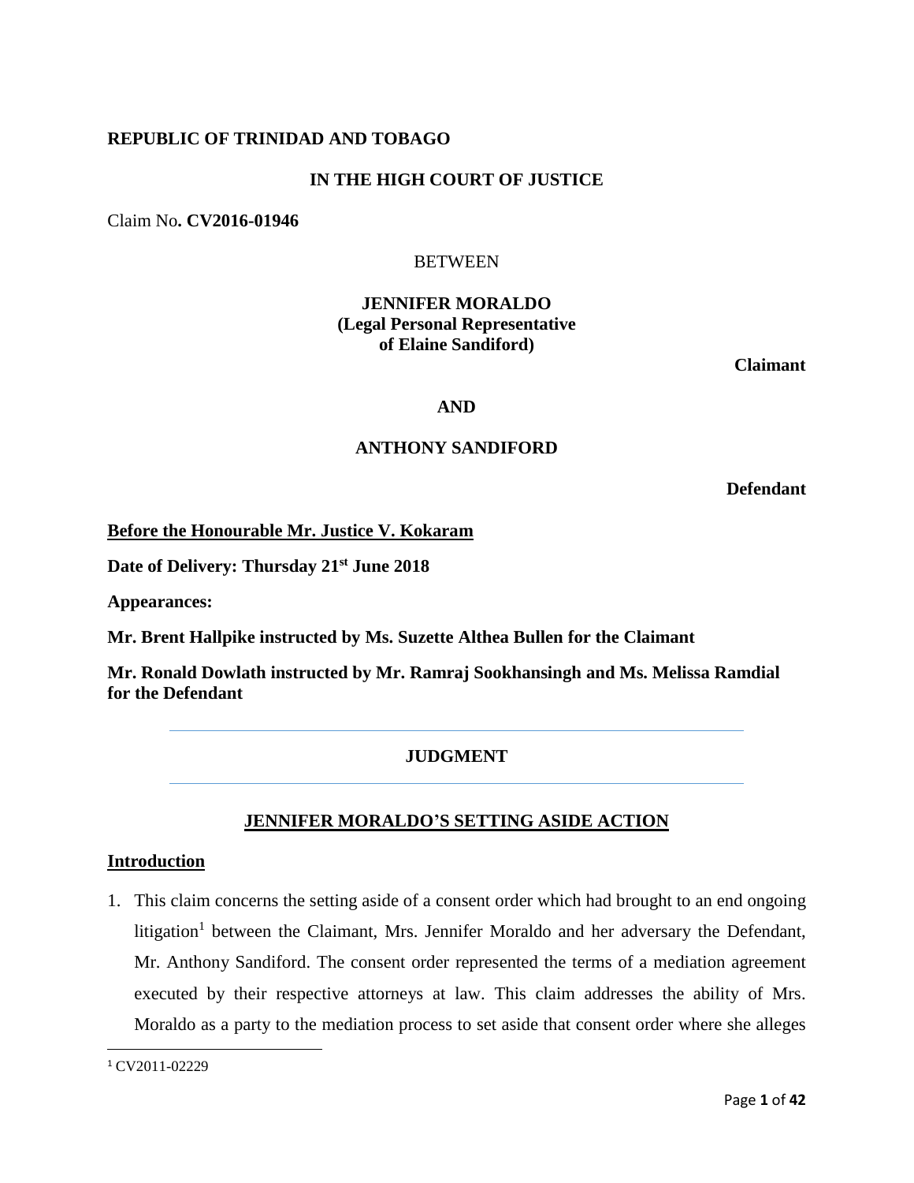**REPUBLIC OF TRINIDAD AND TOBAGO**

**IN THE HIGH COURT OF JUSTICE**

Claim No**. CV2016-01946**

BETWEEN

**JENNIFER MORALDO**
**(Legal Personal Representative**
**of Elaine Sandiford)**

**Claimant**

**AND**

**ANTHONY SANDIFORD**

**Defendant**

**Before the Honourable Mr. Justice V. Kokaram**

**Date of Delivery: Thursday 21st June 2018**

**Appearances:**

**Mr. Brent Hallpike instructed by Ms. Suzette Althea Bullen for the Claimant**

**Mr. Ronald Dowlath instructed by Mr. Ramraj Sookhansingh and Ms. Melissa Ramdial for the Defendant**

---

**JUDGMENT**

---

**JENNIFER MORALDO'S SETTING ASIDE ACTION**

## Introduction

1. This claim concerns the setting aside of a consent order which had brought to an end ongoing litigation[1] between the Claimant, Mrs. Jennifer Moraldo and her adversary the Defendant, Mr. Anthony Sandiford. The consent order represented the terms of a mediation agreement executed by their respective attorneys at law. This claim addresses the ability of Mrs. Moraldo as a party to the mediation process to set aside that consent order where she alleges

[1] CV2011-02229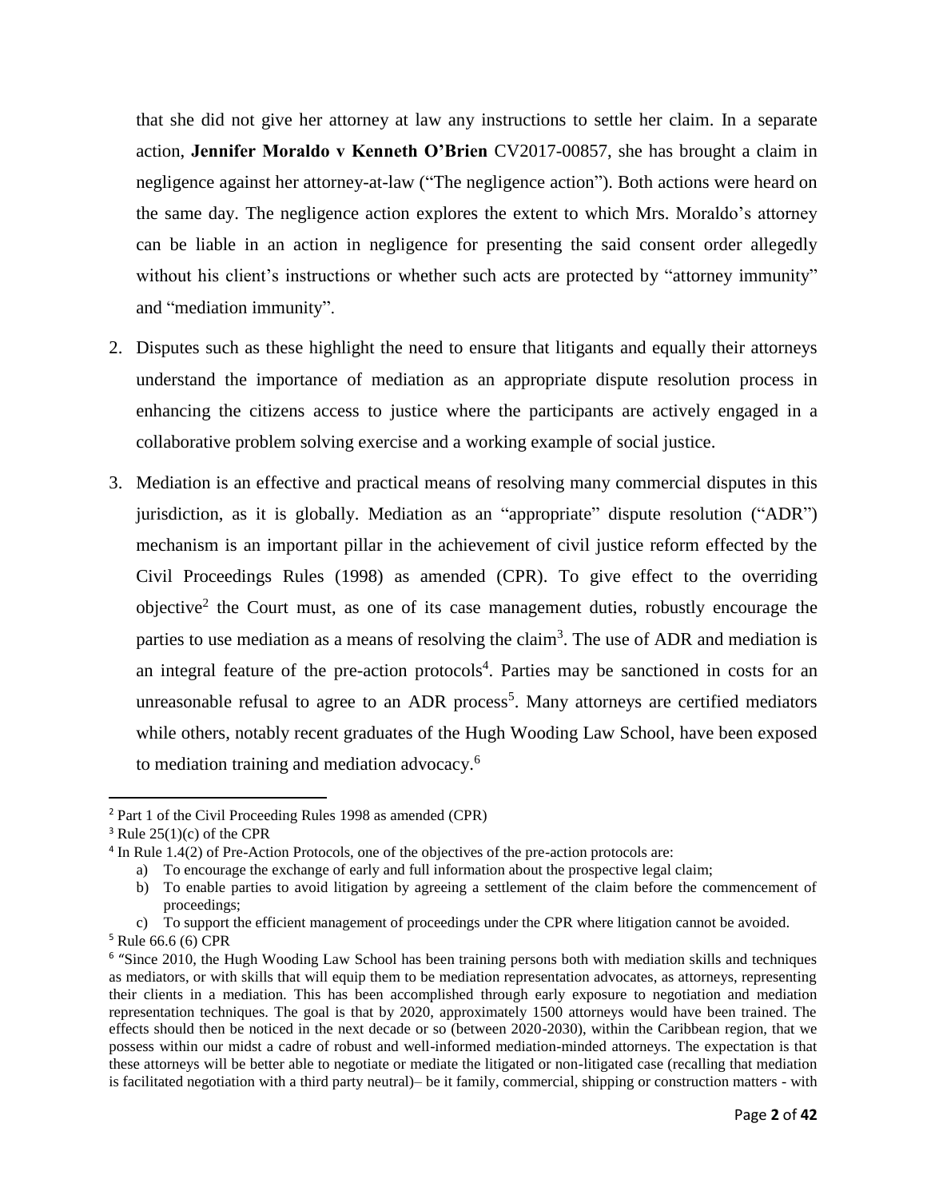that she did not give her attorney at law any instructions to settle her claim. In a separate action, **Jennifer Moraldo v Kenneth O'Brien** CV2017-00857, she has brought a claim in negligence against her attorney-at-law ("The negligence action"). Both actions were heard on the same day. The negligence action explores the extent to which Mrs. Moraldo's attorney can be liable in an action in negligence for presenting the said consent order allegedly without his client's instructions or whether such acts are protected by "attorney immunity" and "mediation immunity".

2. Disputes such as these highlight the need to ensure that litigants and equally their attorneys understand the importance of mediation as an appropriate dispute resolution process in enhancing the citizens access to justice where the participants are actively engaged in a collaborative problem solving exercise and a working example of social justice.

3. Mediation is an effective and practical means of resolving many commercial disputes in this jurisdiction, as it is globally. Mediation as an "appropriate" dispute resolution ("ADR") mechanism is an important pillar in the achievement of civil justice reform effected by the Civil Proceedings Rules (1998) as amended (CPR). To give effect to the overriding objective[2] the Court must, as one of its case management duties, robustly encourage the parties to use mediation as a means of resolving the claim[3]. The use of ADR and mediation is an integral feature of the pre-action protocols[4]. Parties may be sanctioned in costs for an unreasonable refusal to agree to an ADR process[5]. Many attorneys are certified mediators while others, notably recent graduates of the Hugh Wooding Law School, have been exposed to mediation training and mediation advocacy.[6]

---

[2] Part 1 of the Civil Proceeding Rules 1998 as amended (CPR)

[3] Rule 25(1)(c) of the CPR

[4] In Rule 1.4(2) of Pre-Action Protocols, one of the objectives of the pre-action protocols are:

a) To encourage the exchange of early and full information about the prospective legal claim;
b) To enable parties to avoid litigation by agreeing a settlement of the claim before the commencement of proceedings;
c) To support the efficient management of proceedings under the CPR where litigation cannot be avoided.

[5] Rule 66.6 (6) CPR

[6] "Since 2010, the Hugh Wooding Law School has been training persons both with mediation skills and techniques as mediators, or with skills that will equip them to be mediation representation advocates, as attorneys, representing their clients in a mediation. This has been accomplished through early exposure to negotiation and mediation representation techniques. The goal is that by 2020, approximately 1500 attorneys would have been trained. The effects should then be noticed in the next decade or so (between 2020-2030), within the Caribbean region, that we possess within our midst a cadre of robust and well-informed mediation-minded attorneys. The expectation is that these attorneys will be better able to negotiate or mediate the litigated or non-litigated case (recalling that mediation is facilitated negotiation with a third party neutral)– be it family, commercial, shipping or construction matters - with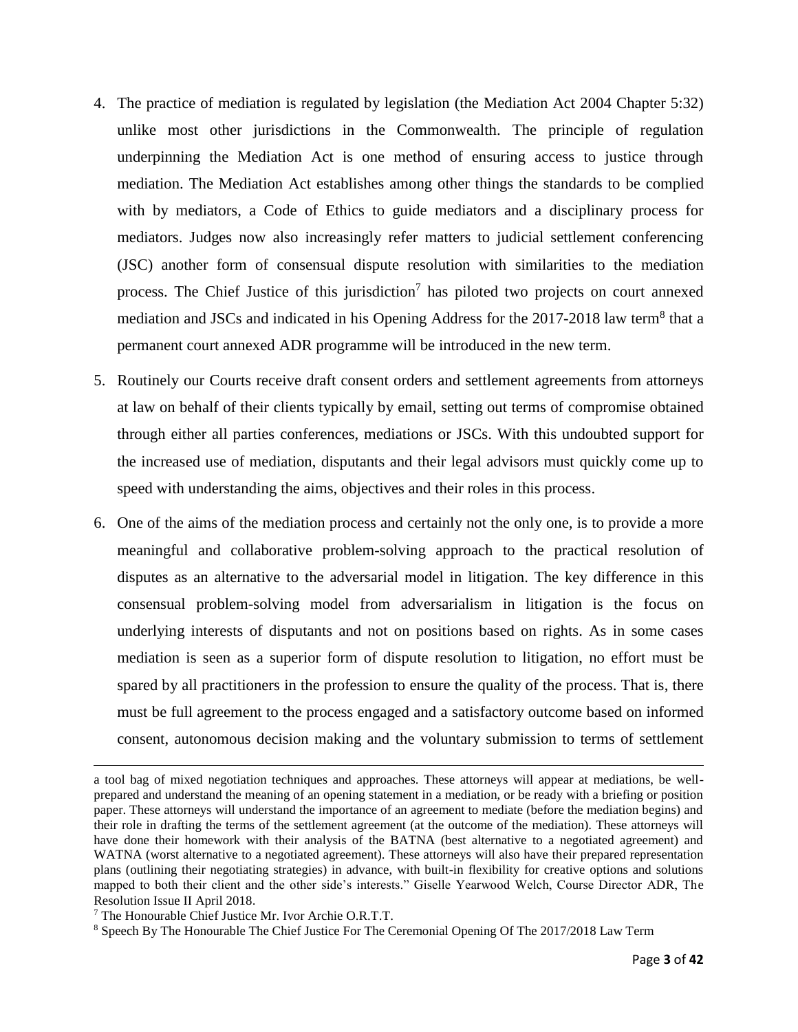4. The practice of mediation is regulated by legislation (the Mediation Act 2004 Chapter 5:32) unlike most other jurisdictions in the Commonwealth. The principle of regulation underpinning the Mediation Act is one method of ensuring access to justice through mediation. The Mediation Act establishes among other things the standards to be complied with by mediators, a Code of Ethics to guide mediators and a disciplinary process for mediators. Judges now also increasingly refer matters to judicial settlement conferencing (JSC) another form of consensual dispute resolution with similarities to the mediation process. The Chief Justice of this jurisdiction[7] has piloted two projects on court annexed mediation and JSCs and indicated in his Opening Address for the 2017-2018 law term[8] that a permanent court annexed ADR programme will be introduced in the new term.

5. Routinely our Courts receive draft consent orders and settlement agreements from attorneys at law on behalf of their clients typically by email, setting out terms of compromise obtained through either all parties conferences, mediations or JSCs. With this undoubted support for the increased use of mediation, disputants and their legal advisors must quickly come up to speed with understanding the aims, objectives and their roles in this process.

6. One of the aims of the mediation process and certainly not the only one, is to provide a more meaningful and collaborative problem-solving approach to the practical resolution of disputes as an alternative to the adversarial model in litigation. The key difference in this consensual problem-solving model from adversarialism in litigation is the focus on underlying interests of disputants and not on positions based on rights. As in some cases mediation is seen as a superior form of dispute resolution to litigation, no effort must be spared by all practitioners in the profession to ensure the quality of the process. That is, there must be full agreement to the process engaged and a satisfactory outcome based on informed consent, autonomous decision making and the voluntary submission to terms of settlement

---

a tool bag of mixed negotiation techniques and approaches. These attorneys will appear at mediations, be well-prepared and understand the meaning of an opening statement in a mediation, or be ready with a briefing or position paper. These attorneys will understand the importance of an agreement to mediate (before the mediation begins) and their role in drafting the terms of the settlement agreement (at the outcome of the mediation). These attorneys will have done their homework with their analysis of the BATNA (best alternative to a negotiated agreement) and WATNA (worst alternative to a negotiated agreement). These attorneys will also have their prepared representation plans (outlining their negotiating strategies) in advance, with built-in flexibility for creative options and solutions mapped to both their client and the other side's interests." Giselle Yearwood Welch, Course Director ADR, The Resolution Issue II April 2018.

[7] The Honourable Chief Justice Mr. Ivor Archie O.R.T.T.

[8] Speech By The Honourable The Chief Justice For The Ceremonial Opening Of The 2017/2018 Law Term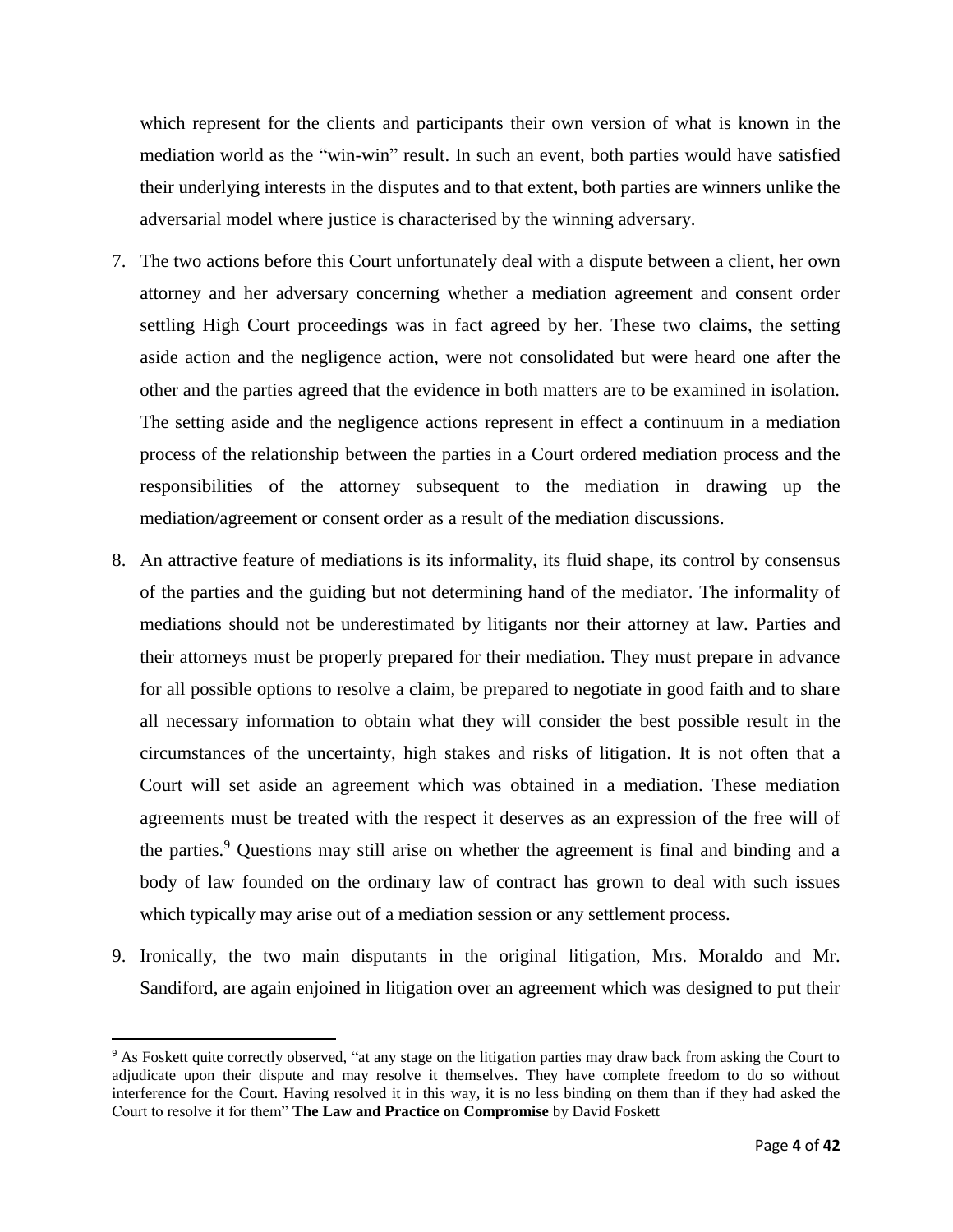which represent for the clients and participants their own version of what is known in the mediation world as the "win-win" result. In such an event, both parties would have satisfied their underlying interests in the disputes and to that extent, both parties are winners unlike the adversarial model where justice is characterised by the winning adversary.

7. The two actions before this Court unfortunately deal with a dispute between a client, her own attorney and her adversary concerning whether a mediation agreement and consent order settling High Court proceedings was in fact agreed by her. These two claims, the setting aside action and the negligence action, were not consolidated but were heard one after the other and the parties agreed that the evidence in both matters are to be examined in isolation. The setting aside and the negligence actions represent in effect a continuum in a mediation process of the relationship between the parties in a Court ordered mediation process and the responsibilities of the attorney subsequent to the mediation in drawing up the mediation/agreement or consent order as a result of the mediation discussions.

8. An attractive feature of mediations is its informality, its fluid shape, its control by consensus of the parties and the guiding but not determining hand of the mediator. The informality of mediations should not be underestimated by litigants nor their attorney at law. Parties and their attorneys must be properly prepared for their mediation. They must prepare in advance for all possible options to resolve a claim, be prepared to negotiate in good faith and to share all necessary information to obtain what they will consider the best possible result in the circumstances of the uncertainty, high stakes and risks of litigation. It is not often that a Court will set aside an agreement which was obtained in a mediation. These mediation agreements must be treated with the respect it deserves as an expression of the free will of the parties.[9] Questions may still arise on whether the agreement is final and binding and a body of law founded on the ordinary law of contract has grown to deal with such issues which typically may arise out of a mediation session or any settlement process.

9. Ironically, the two main disputants in the original litigation, Mrs. Moraldo and Mr. Sandiford, are again enjoined in litigation over an agreement which was designed to put their

---

[9] As Foskett quite correctly observed, "at any stage on the litigation parties may draw back from asking the Court to adjudicate upon their dispute and may resolve it themselves. They have complete freedom to do so without interference for the Court. Having resolved it in this way, it is no less binding on them than if they had asked the Court to resolve it for them" **The Law and Practice on Compromise** by David Foskett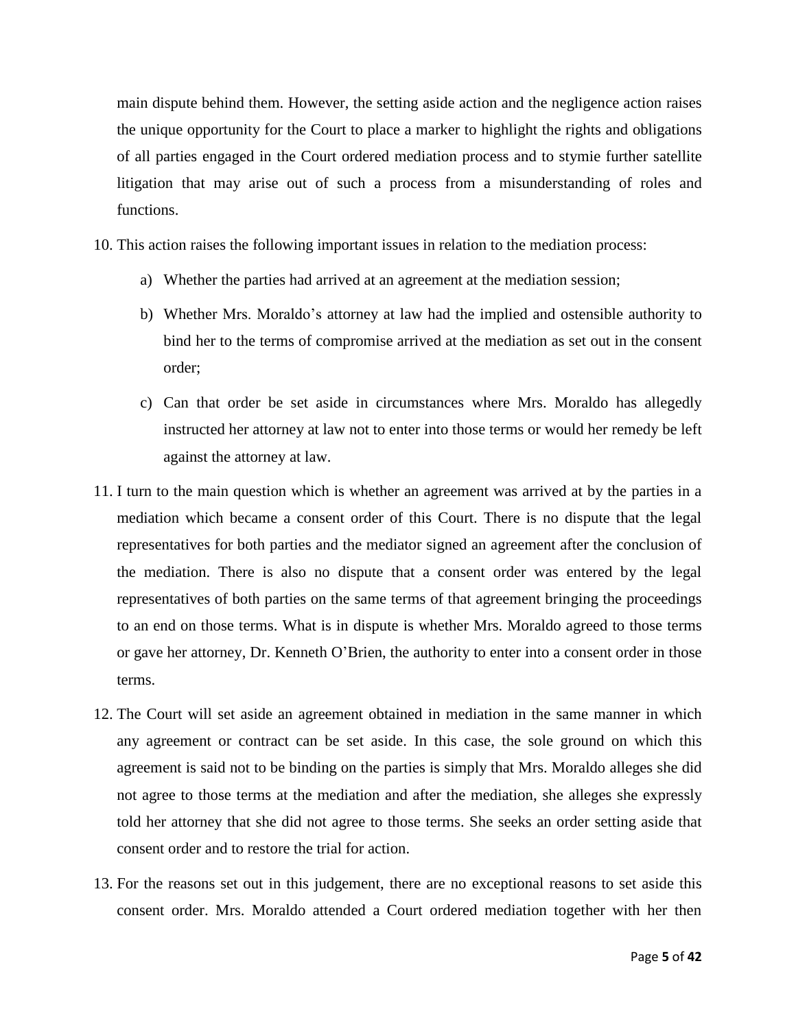main dispute behind them. However, the setting aside action and the negligence action raises the unique opportunity for the Court to place a marker to highlight the rights and obligations of all parties engaged in the Court ordered mediation process and to stymie further satellite litigation that may arise out of such a process from a misunderstanding of roles and functions.

10. This action raises the following important issues in relation to the mediation process:

    a) Whether the parties had arrived at an agreement at the mediation session;

    b) Whether Mrs. Moraldo's attorney at law had the implied and ostensible authority to bind her to the terms of compromise arrived at the mediation as set out in the consent order;

    c) Can that order be set aside in circumstances where Mrs. Moraldo has allegedly instructed her attorney at law not to enter into those terms or would her remedy be left against the attorney at law.

11. I turn to the main question which is whether an agreement was arrived at by the parties in a mediation which became a consent order of this Court. There is no dispute that the legal representatives for both parties and the mediator signed an agreement after the conclusion of the mediation. There is also no dispute that a consent order was entered by the legal representatives of both parties on the same terms of that agreement bringing the proceedings to an end on those terms. What is in dispute is whether Mrs. Moraldo agreed to those terms or gave her attorney, Dr. Kenneth O'Brien, the authority to enter into a consent order in those terms.

12. The Court will set aside an agreement obtained in mediation in the same manner in which any agreement or contract can be set aside. In this case, the sole ground on which this agreement is said not to be binding on the parties is simply that Mrs. Moraldo alleges she did not agree to those terms at the mediation and after the mediation, she alleges she expressly told her attorney that she did not agree to those terms. She seeks an order setting aside that consent order and to restore the trial for action.

13. For the reasons set out in this judgement, there are no exceptional reasons to set aside this consent order. Mrs. Moraldo attended a Court ordered mediation together with her then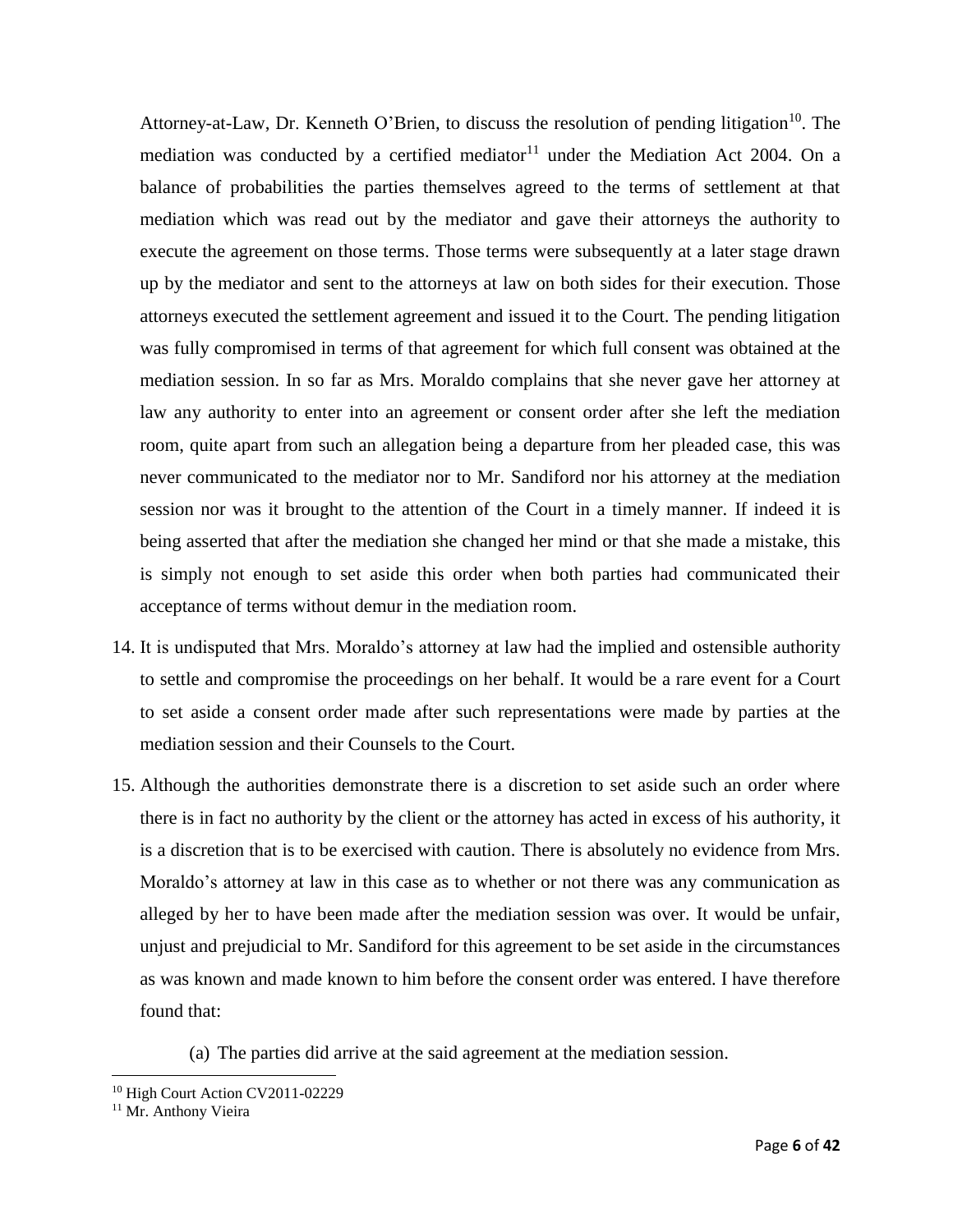Attorney-at-Law, Dr. Kenneth O'Brien, to discuss the resolution of pending litigation[10]. The mediation was conducted by a certified mediator[11] under the Mediation Act 2004. On a balance of probabilities the parties themselves agreed to the terms of settlement at that mediation which was read out by the mediator and gave their attorneys the authority to execute the agreement on those terms. Those terms were subsequently at a later stage drawn up by the mediator and sent to the attorneys at law on both sides for their execution. Those attorneys executed the settlement agreement and issued it to the Court. The pending litigation was fully compromised in terms of that agreement for which full consent was obtained at the mediation session. In so far as Mrs. Moraldo complains that she never gave her attorney at law any authority to enter into an agreement or consent order after she left the mediation room, quite apart from such an allegation being a departure from her pleaded case, this was never communicated to the mediator nor to Mr. Sandiford nor his attorney at the mediation session nor was it brought to the attention of the Court in a timely manner. If indeed it is being asserted that after the mediation she changed her mind or that she made a mistake, this is simply not enough to set aside this order when both parties had communicated their acceptance of terms without demur in the mediation room.

14. It is undisputed that Mrs. Moraldo's attorney at law had the implied and ostensible authority to settle and compromise the proceedings on her behalf. It would be a rare event for a Court to set aside a consent order made after such representations were made by parties at the mediation session and their Counsels to the Court.

15. Although the authorities demonstrate there is a discretion to set aside such an order where there is in fact no authority by the client or the attorney has acted in excess of his authority, it is a discretion that is to be exercised with caution. There is absolutely no evidence from Mrs. Moraldo's attorney at law in this case as to whether or not there was any communication as alleged by her to have been made after the mediation session was over. It would be unfair, unjust and prejudicial to Mr. Sandiford for this agreement to be set aside in the circumstances as was known and made known to him before the consent order was entered. I have therefore found that:

    (a) The parties did arrive at the said agreement at the mediation session.

---

[10] High Court Action CV2011-02229

[11] Mr. Anthony Vieira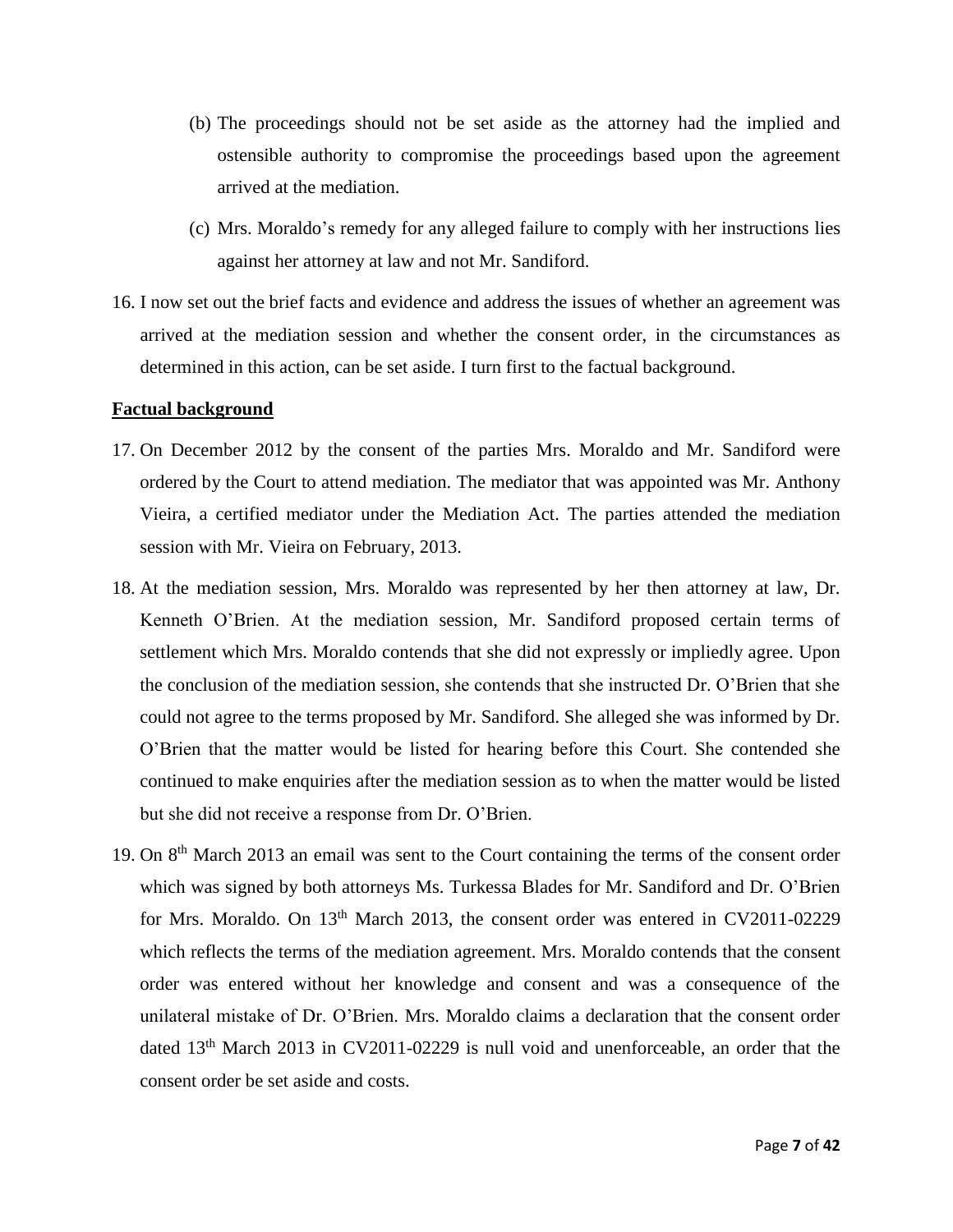(b) The proceedings should not be set aside as the attorney had the implied and ostensible authority to compromise the proceedings based upon the agreement arrived at the mediation.

(c) Mrs. Moraldo's remedy for any alleged failure to comply with her instructions lies against her attorney at law and not Mr. Sandiford.

16. I now set out the brief facts and evidence and address the issues of whether an agreement was arrived at the mediation session and whether the consent order, in the circumstances as determined in this action, can be set aside. I turn first to the factual background.

**Factual background**

17. On December 2012 by the consent of the parties Mrs. Moraldo and Mr. Sandiford were ordered by the Court to attend mediation. The mediator that was appointed was Mr. Anthony Vieira, a certified mediator under the Mediation Act. The parties attended the mediation session with Mr. Vieira on February, 2013.

18. At the mediation session, Mrs. Moraldo was represented by her then attorney at law, Dr. Kenneth O'Brien. At the mediation session, Mr. Sandiford proposed certain terms of settlement which Mrs. Moraldo contends that she did not expressly or impliedly agree. Upon the conclusion of the mediation session, she contends that she instructed Dr. O'Brien that she could not agree to the terms proposed by Mr. Sandiford. She alleged she was informed by Dr. O'Brien that the matter would be listed for hearing before this Court. She contended she continued to make enquiries after the mediation session as to when the matter would be listed but she did not receive a response from Dr. O'Brien.

19. On 8th March 2013 an email was sent to the Court containing the terms of the consent order which was signed by both attorneys Ms. Turkessa Blades for Mr. Sandiford and Dr. O'Brien for Mrs. Moraldo. On 13th March 2013, the consent order was entered in CV2011-02229 which reflects the terms of the mediation agreement. Mrs. Moraldo contends that the consent order was entered without her knowledge and consent and was a consequence of the unilateral mistake of Dr. O'Brien. Mrs. Moraldo claims a declaration that the consent order dated 13th March 2013 in CV2011-02229 is null void and unenforceable, an order that the consent order be set aside and costs.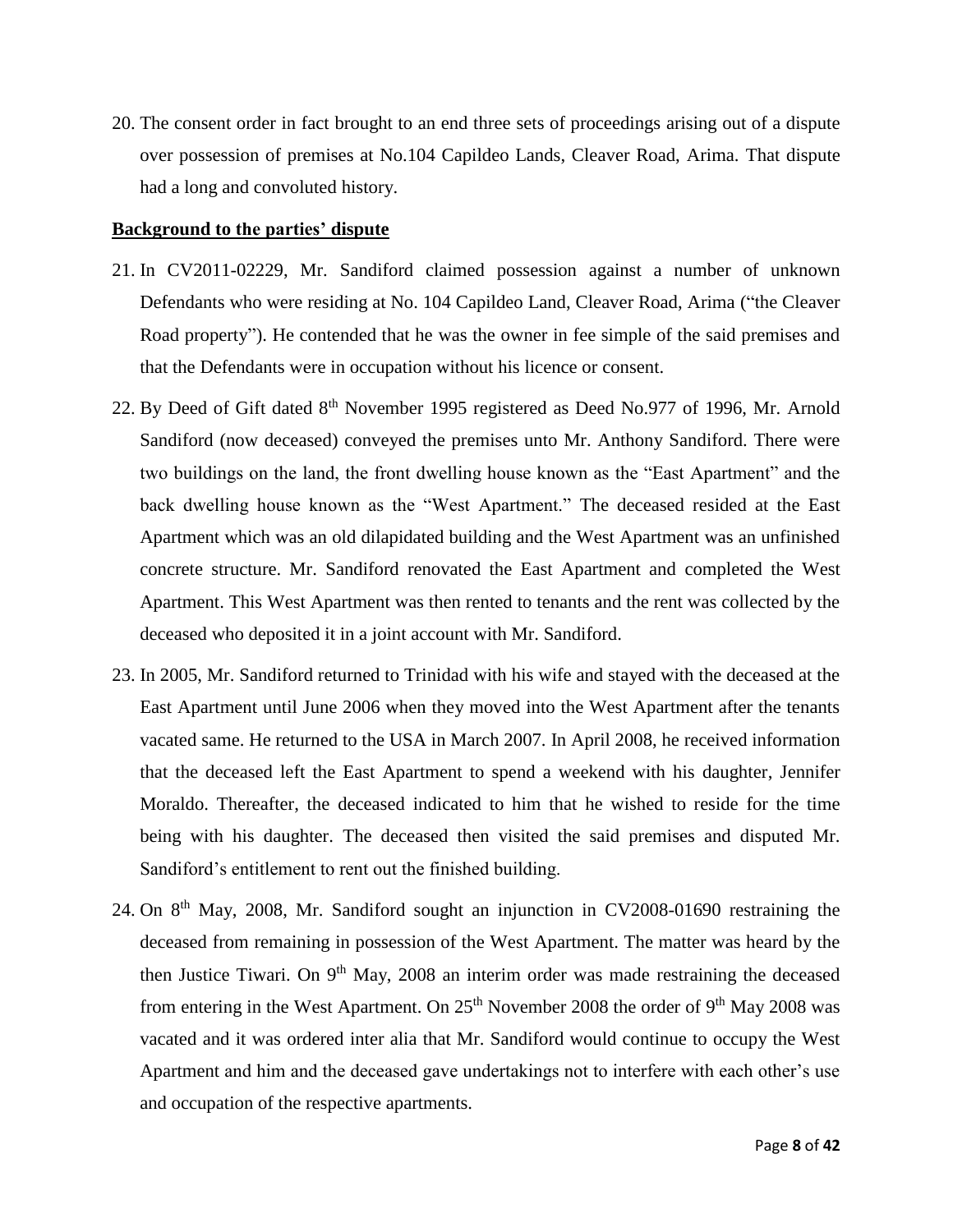20. The consent order in fact brought to an end three sets of proceedings arising out of a dispute over possession of premises at No.104 Capildeo Lands, Cleaver Road, Arima. That dispute had a long and convoluted history.

**Background to the parties' dispute**

21. In CV2011-02229, Mr. Sandiford claimed possession against a number of unknown Defendants who were residing at No. 104 Capildeo Land, Cleaver Road, Arima ("the Cleaver Road property"). He contended that he was the owner in fee simple of the said premises and that the Defendants were in occupation without his licence or consent.

22. By Deed of Gift dated 8th November 1995 registered as Deed No.977 of 1996, Mr. Arnold Sandiford (now deceased) conveyed the premises unto Mr. Anthony Sandiford. There were two buildings on the land, the front dwelling house known as the "East Apartment" and the back dwelling house known as the "West Apartment." The deceased resided at the East Apartment which was an old dilapidated building and the West Apartment was an unfinished concrete structure. Mr. Sandiford renovated the East Apartment and completed the West Apartment. This West Apartment was then rented to tenants and the rent was collected by the deceased who deposited it in a joint account with Mr. Sandiford.

23. In 2005, Mr. Sandiford returned to Trinidad with his wife and stayed with the deceased at the East Apartment until June 2006 when they moved into the West Apartment after the tenants vacated same. He returned to the USA in March 2007. In April 2008, he received information that the deceased left the East Apartment to spend a weekend with his daughter, Jennifer Moraldo. Thereafter, the deceased indicated to him that he wished to reside for the time being with his daughter. The deceased then visited the said premises and disputed Mr. Sandiford's entitlement to rent out the finished building.

24. On 8th May, 2008, Mr. Sandiford sought an injunction in CV2008-01690 restraining the deceased from remaining in possession of the West Apartment. The matter was heard by the then Justice Tiwari. On 9th May, 2008 an interim order was made restraining the deceased from entering in the West Apartment. On 25th November 2008 the order of 9th May 2008 was vacated and it was ordered inter alia that Mr. Sandiford would continue to occupy the West Apartment and him and the deceased gave undertakings not to interfere with each other's use and occupation of the respective apartments.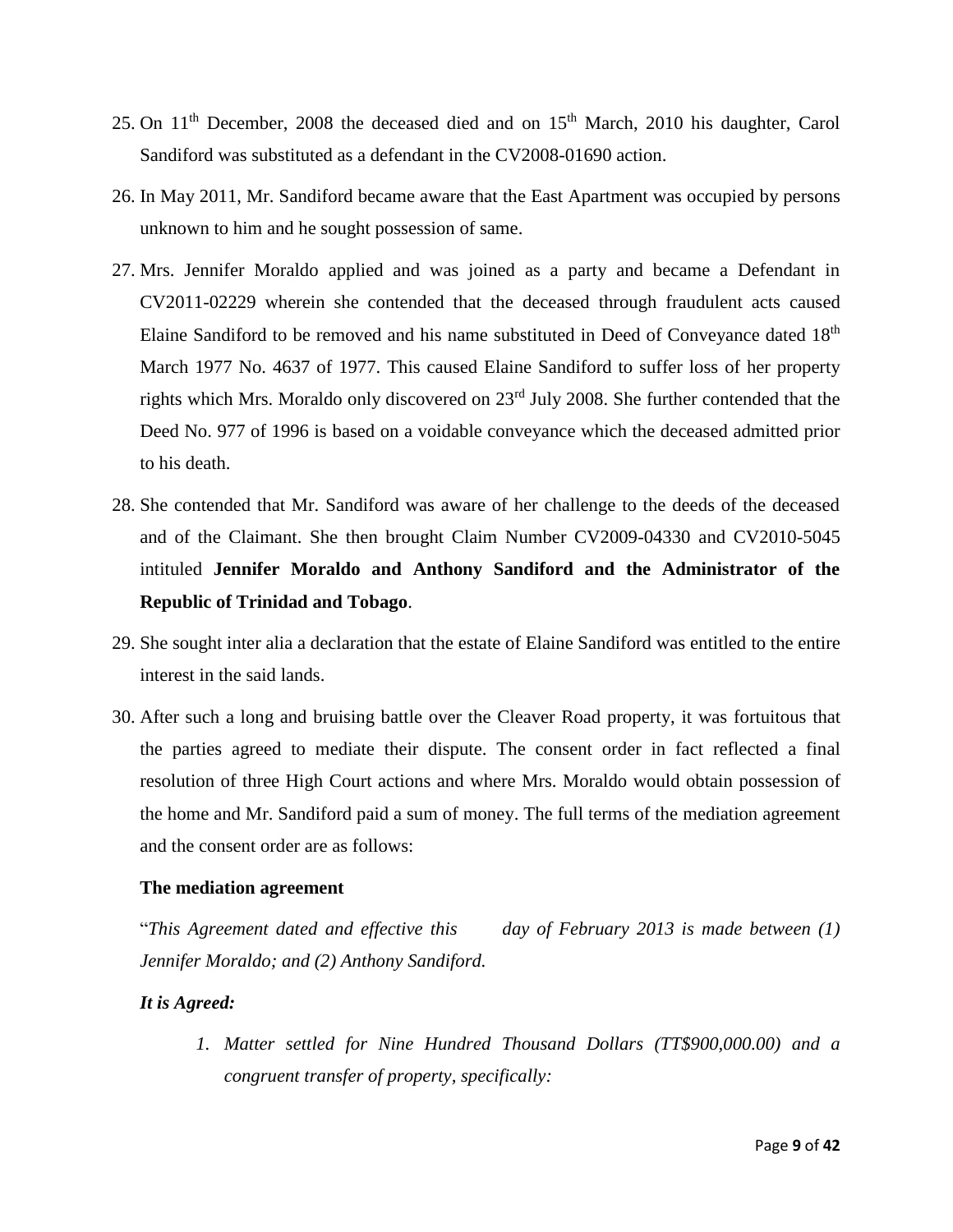25. On 11th December, 2008 the deceased died and on 15th March, 2010 his daughter, Carol Sandiford was substituted as a defendant in the CV2008-01690 action.

26. In May 2011, Mr. Sandiford became aware that the East Apartment was occupied by persons unknown to him and he sought possession of same.

27. Mrs. Jennifer Moraldo applied and was joined as a party and became a Defendant in CV2011-02229 wherein she contended that the deceased through fraudulent acts caused Elaine Sandiford to be removed and his name substituted in Deed of Conveyance dated 18th March 1977 No. 4637 of 1977. This caused Elaine Sandiford to suffer loss of her property rights which Mrs. Moraldo only discovered on 23rd July 2008. She further contended that the Deed No. 977 of 1996 is based on a voidable conveyance which the deceased admitted prior to his death.

28. She contended that Mr. Sandiford was aware of her challenge to the deeds of the deceased and of the Claimant. She then brought Claim Number CV2009-04330 and CV2010-5045 intituled **Jennifer Moraldo and Anthony Sandiford and the Administrator of the Republic of Trinidad and Tobago**.

29. She sought inter alia a declaration that the estate of Elaine Sandiford was entitled to the entire interest in the said lands.

30. After such a long and bruising battle over the Cleaver Road property, it was fortuitous that the parties agreed to mediate their dispute. The consent order in fact reflected a final resolution of three High Court actions and where Mrs. Moraldo would obtain possession of the home and Mr. Sandiford paid a sum of money. The full terms of the mediation agreement and the consent order are as follows:

**The mediation agreement**

"*This Agreement dated and effective this day of February 2013 is made between (1) Jennifer Moraldo; and (2) Anthony Sandiford.*

***It is Agreed:***

1. *Matter settled for Nine Hundred Thousand Dollars (TT$900,000.00) and a congruent transfer of property, specifically:*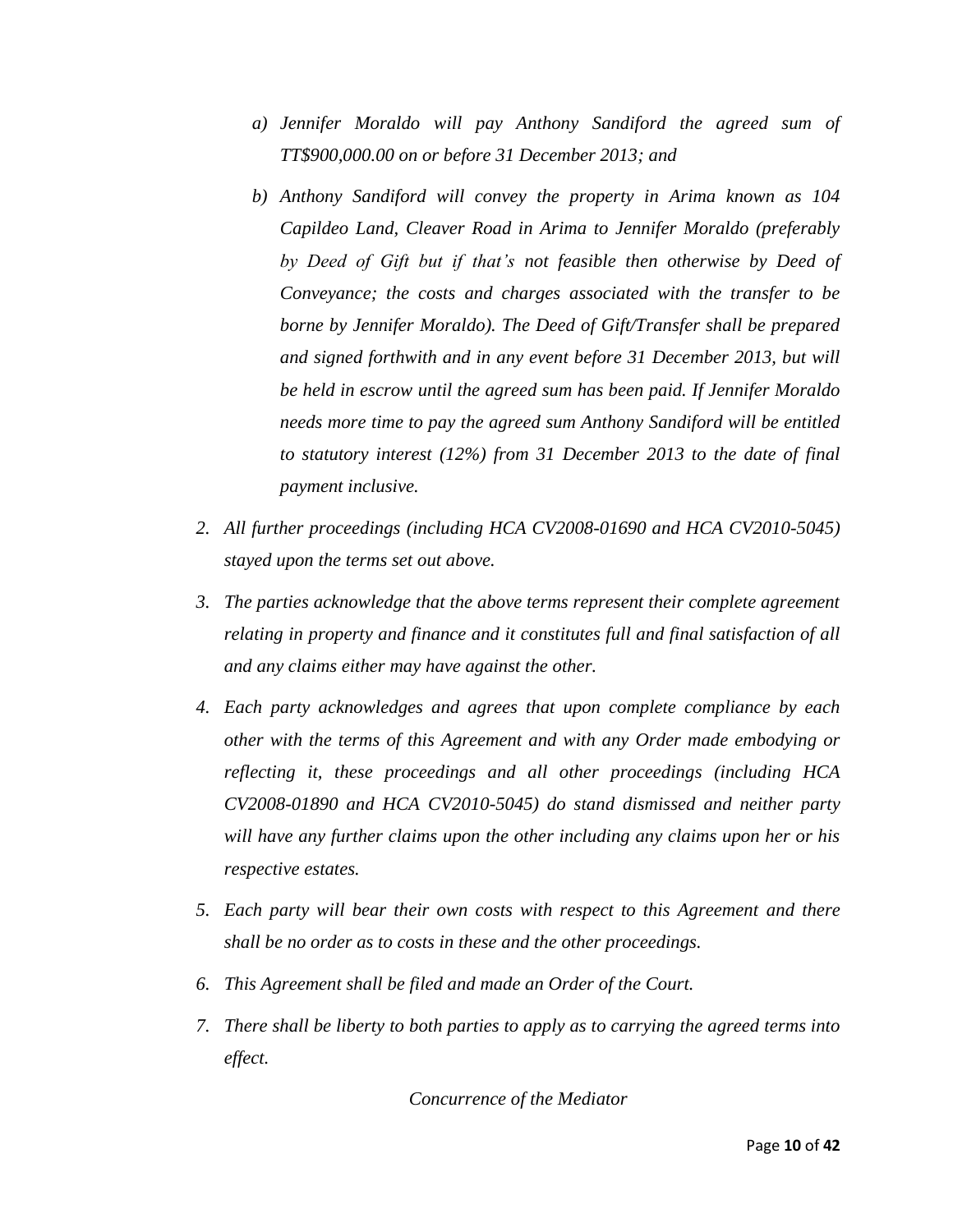*a) Jennifer Moraldo will pay Anthony Sandiford the agreed sum of TT$900,000.00 on or before 31 December 2013; and*

*b) Anthony Sandiford will convey the property in Arima known as 104 Capildeo Land, Cleaver Road in Arima to Jennifer Moraldo (preferably by Deed of Gift but if that's not feasible then otherwise by Deed of Conveyance; the costs and charges associated with the transfer to be borne by Jennifer Moraldo). The Deed of Gift/Transfer shall be prepared and signed forthwith and in any event before 31 December 2013, but will be held in escrow until the agreed sum has been paid. If Jennifer Moraldo needs more time to pay the agreed sum Anthony Sandiford will be entitled to statutory interest (12%) from 31 December 2013 to the date of final payment inclusive.*

*2. All further proceedings (including HCA CV2008-01690 and HCA CV2010-5045) stayed upon the terms set out above.*

*3. The parties acknowledge that the above terms represent their complete agreement relating in property and finance and it constitutes full and final satisfaction of all and any claims either may have against the other.*

*4. Each party acknowledges and agrees that upon complete compliance by each other with the terms of this Agreement and with any Order made embodying or reflecting it, these proceedings and all other proceedings (including HCA CV2008-01890 and HCA CV2010-5045) do stand dismissed and neither party will have any further claims upon the other including any claims upon her or his respective estates.*

*5. Each party will bear their own costs with respect to this Agreement and there shall be no order as to costs in these and the other proceedings.*

*6. This Agreement shall be filed and made an Order of the Court.*

*7. There shall be liberty to both parties to apply as to carrying the agreed terms into effect.*

*Concurrence of the Mediator*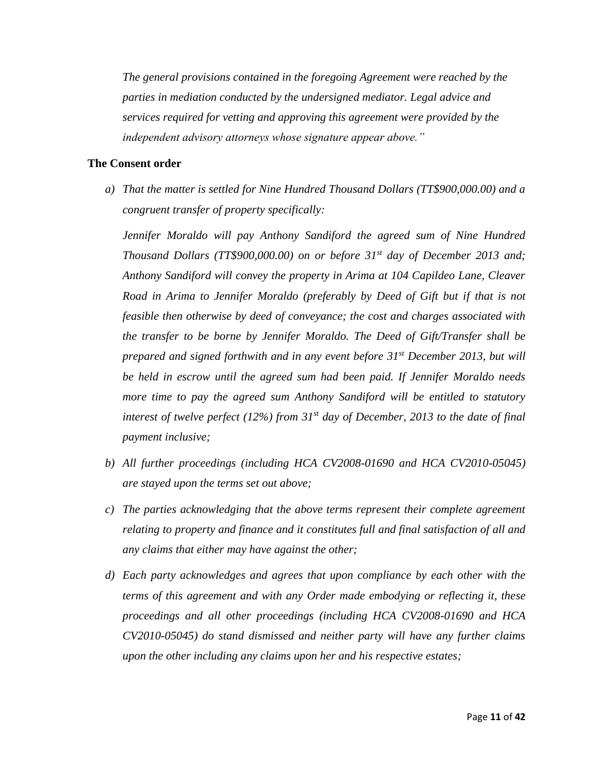*The general provisions contained in the foregoing Agreement were reached by the parties in mediation conducted by the undersigned mediator. Legal advice and services required for vetting and approving this agreement were provided by the independent advisory attorneys whose signature appear above."*

**The Consent order**

a) *That the matter is settled for Nine Hundred Thousand Dollars (TT$900,000.00) and a congruent transfer of property specifically:*

   *Jennifer Moraldo will pay Anthony Sandiford the agreed sum of Nine Hundred Thousand Dollars (TT$900,000.00) on or before 31st day of December 2013 and; Anthony Sandiford will convey the property in Arima at 104 Capildeo Lane, Cleaver Road in Arima to Jennifer Moraldo (preferably by Deed of Gift but if that is not feasible then otherwise by deed of conveyance; the cost and charges associated with the transfer to be borne by Jennifer Moraldo. The Deed of Gift/Transfer shall be prepared and signed forthwith and in any event before 31st December 2013, but will be held in escrow until the agreed sum had been paid. If Jennifer Moraldo needs more time to pay the agreed sum Anthony Sandiford will be entitled to statutory interest of twelve perfect (12%) from 31st day of December, 2013 to the date of final payment inclusive;*

b) *All further proceedings (including HCA CV2008-01690 and HCA CV2010-05045) are stayed upon the terms set out above;*

c) *The parties acknowledging that the above terms represent their complete agreement relating to property and finance and it constitutes full and final satisfaction of all and any claims that either may have against the other;*

d) *Each party acknowledges and agrees that upon compliance by each other with the terms of this agreement and with any Order made embodying or reflecting it, these proceedings and all other proceedings (including HCA CV2008-01690 and HCA CV2010-05045) do stand dismissed and neither party will have any further claims upon the other including any claims upon her and his respective estates;*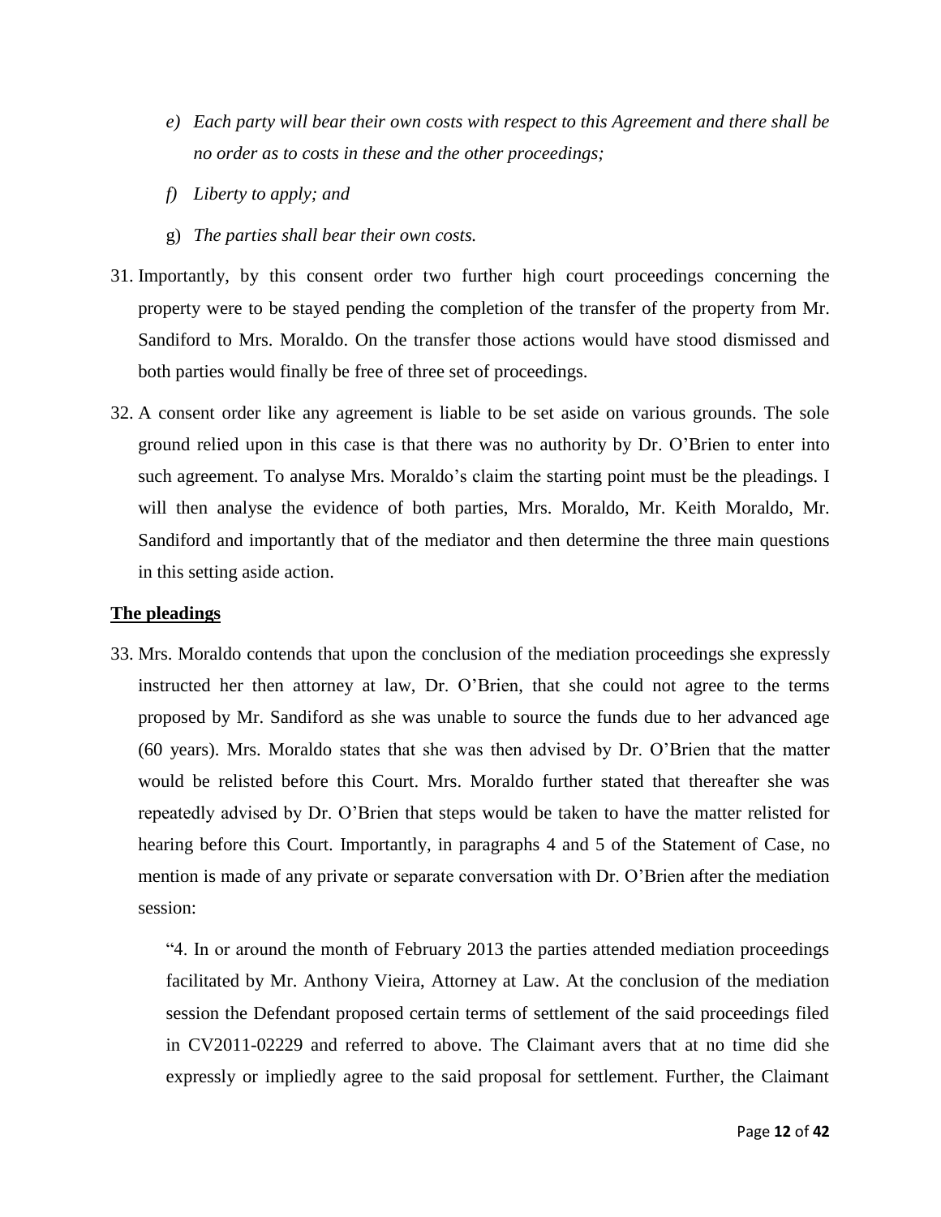- e) *Each party will bear their own costs with respect to this Agreement and there shall be no order as to costs in these and the other proceedings;*
- f) *Liberty to apply; and*
- g) *The parties shall bear their own costs.*

31. Importantly, by this consent order two further high court proceedings concerning the property were to be stayed pending the completion of the transfer of the property from Mr. Sandiford to Mrs. Moraldo. On the transfer those actions would have stood dismissed and both parties would finally be free of three set of proceedings.

32. A consent order like any agreement is liable to be set aside on various grounds. The sole ground relied upon in this case is that there was no authority by Dr. O'Brien to enter into such agreement. To analyse Mrs. Moraldo's claim the starting point must be the pleadings. I will then analyse the evidence of both parties, Mrs. Moraldo, Mr. Keith Moraldo, Mr. Sandiford and importantly that of the mediator and then determine the three main questions in this setting aside action.

**The pleadings**

33. Mrs. Moraldo contends that upon the conclusion of the mediation proceedings she expressly instructed her then attorney at law, Dr. O'Brien, that she could not agree to the terms proposed by Mr. Sandiford as she was unable to source the funds due to her advanced age (60 years). Mrs. Moraldo states that she was then advised by Dr. O'Brien that the matter would be relisted before this Court. Mrs. Moraldo further stated that thereafter she was repeatedly advised by Dr. O'Brien that steps would be taken to have the matter relisted for hearing before this Court. Importantly, in paragraphs 4 and 5 of the Statement of Case, no mention is made of any private or separate conversation with Dr. O'Brien after the mediation session:

    "4. In or around the month of February 2013 the parties attended mediation proceedings facilitated by Mr. Anthony Vieira, Attorney at Law. At the conclusion of the mediation session the Defendant proposed certain terms of settlement of the said proceedings filed in CV2011-02229 and referred to above. The Claimant avers that at no time did she expressly or impliedly agree to the said proposal for settlement. Further, the Claimant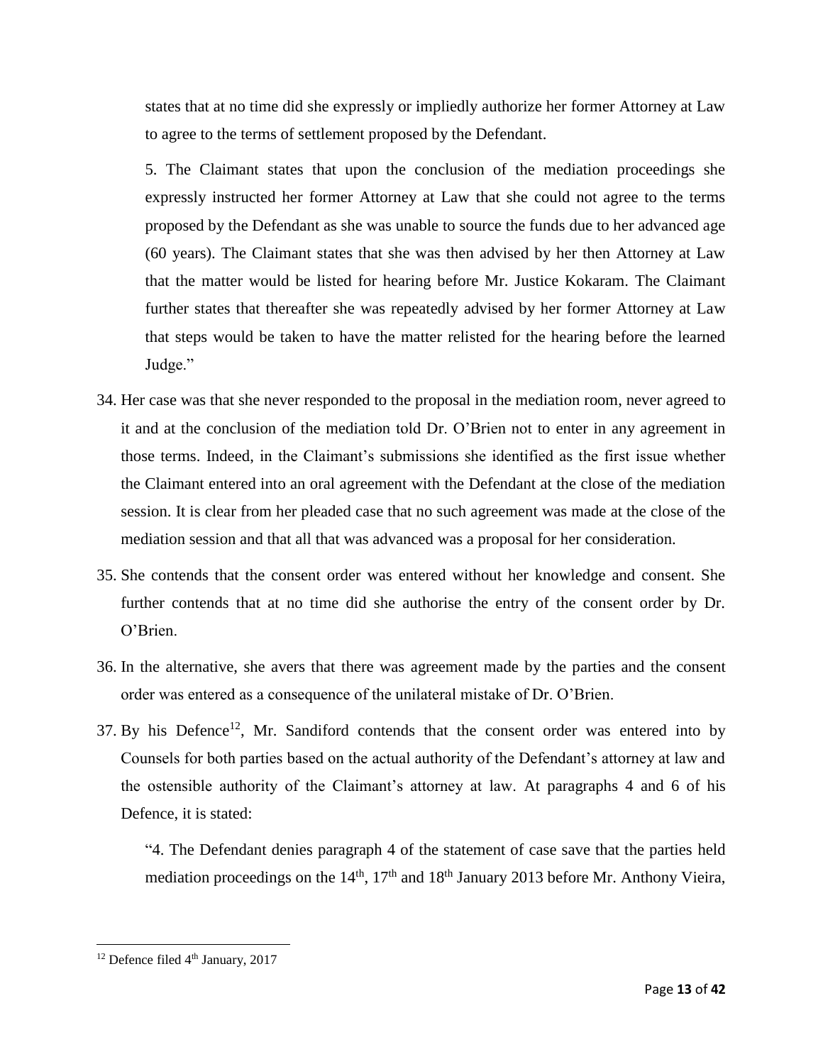states that at no time did she expressly or impliedly authorize her former Attorney at Law to agree to the terms of settlement proposed by the Defendant.

5. The Claimant states that upon the conclusion of the mediation proceedings she expressly instructed her former Attorney at Law that she could not agree to the terms proposed by the Defendant as she was unable to source the funds due to her advanced age (60 years). The Claimant states that she was then advised by her then Attorney at Law that the matter would be listed for hearing before Mr. Justice Kokaram. The Claimant further states that thereafter she was repeatedly advised by her former Attorney at Law that steps would be taken to have the matter relisted for the hearing before the learned Judge."

34. Her case was that she never responded to the proposal in the mediation room, never agreed to it and at the conclusion of the mediation told Dr. O'Brien not to enter in any agreement in those terms. Indeed, in the Claimant's submissions she identified as the first issue whether the Claimant entered into an oral agreement with the Defendant at the close of the mediation session. It is clear from her pleaded case that no such agreement was made at the close of the mediation session and that all that was advanced was a proposal for her consideration.

35. She contends that the consent order was entered without her knowledge and consent. She further contends that at no time did she authorise the entry of the consent order by Dr. O'Brien.

36. In the alternative, she avers that there was agreement made by the parties and the consent order was entered as a consequence of the unilateral mistake of Dr. O'Brien.

37. By his Defence[12], Mr. Sandiford contends that the consent order was entered into by Counsels for both parties based on the actual authority of the Defendant's attorney at law and the ostensible authority of the Claimant's attorney at law. At paragraphs 4 and 6 of his Defence, it is stated:

"4. The Defendant denies paragraph 4 of the statement of case save that the parties held mediation proceedings on the 14th, 17th and 18th January 2013 before Mr. Anthony Vieira,

---

[12] Defence filed 4th January, 2017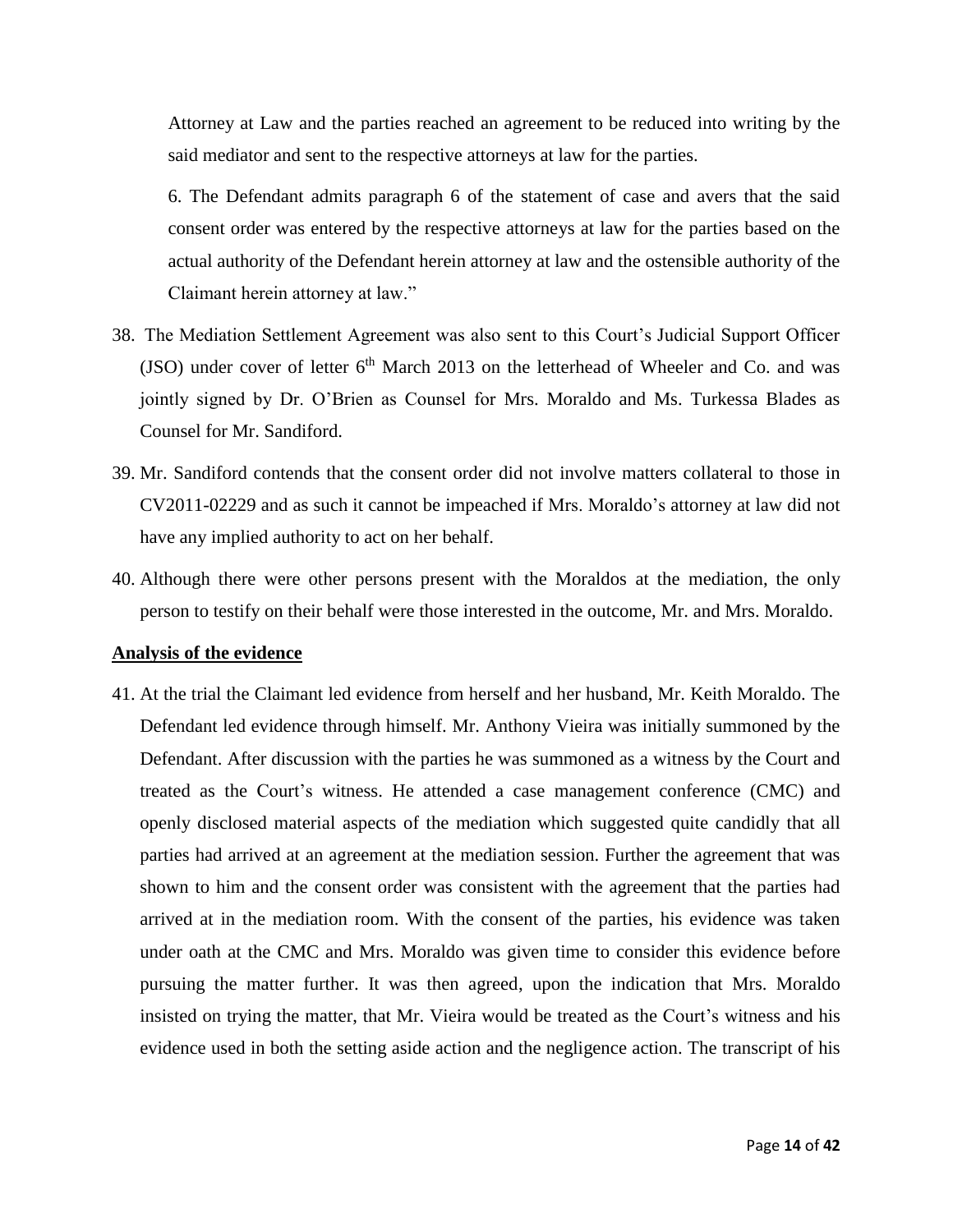Attorney at Law and the parties reached an agreement to be reduced into writing by the said mediator and sent to the respective attorneys at law for the parties.

6. The Defendant admits paragraph 6 of the statement of case and avers that the said consent order was entered by the respective attorneys at law for the parties based on the actual authority of the Defendant herein attorney at law and the ostensible authority of the Claimant herein attorney at law."

38. The Mediation Settlement Agreement was also sent to this Court's Judicial Support Officer (JSO) under cover of letter 6th March 2013 on the letterhead of Wheeler and Co. and was jointly signed by Dr. O'Brien as Counsel for Mrs. Moraldo and Ms. Turkessa Blades as Counsel for Mr. Sandiford.

39. Mr. Sandiford contends that the consent order did not involve matters collateral to those in CV2011-02229 and as such it cannot be impeached if Mrs. Moraldo's attorney at law did not have any implied authority to act on her behalf.

40. Although there were other persons present with the Moraldos at the mediation, the only person to testify on their behalf were those interested in the outcome, Mr. and Mrs. Moraldo.

## Analysis of the evidence

41. At the trial the Claimant led evidence from herself and her husband, Mr. Keith Moraldo. The Defendant led evidence through himself. Mr. Anthony Vieira was initially summoned by the Defendant. After discussion with the parties he was summoned as a witness by the Court and treated as the Court's witness. He attended a case management conference (CMC) and openly disclosed material aspects of the mediation which suggested quite candidly that all parties had arrived at an agreement at the mediation session. Further the agreement that was shown to him and the consent order was consistent with the agreement that the parties had arrived at in the mediation room. With the consent of the parties, his evidence was taken under oath at the CMC and Mrs. Moraldo was given time to consider this evidence before pursuing the matter further. It was then agreed, upon the indication that Mrs. Moraldo insisted on trying the matter, that Mr. Vieira would be treated as the Court's witness and his evidence used in both the setting aside action and the negligence action. The transcript of his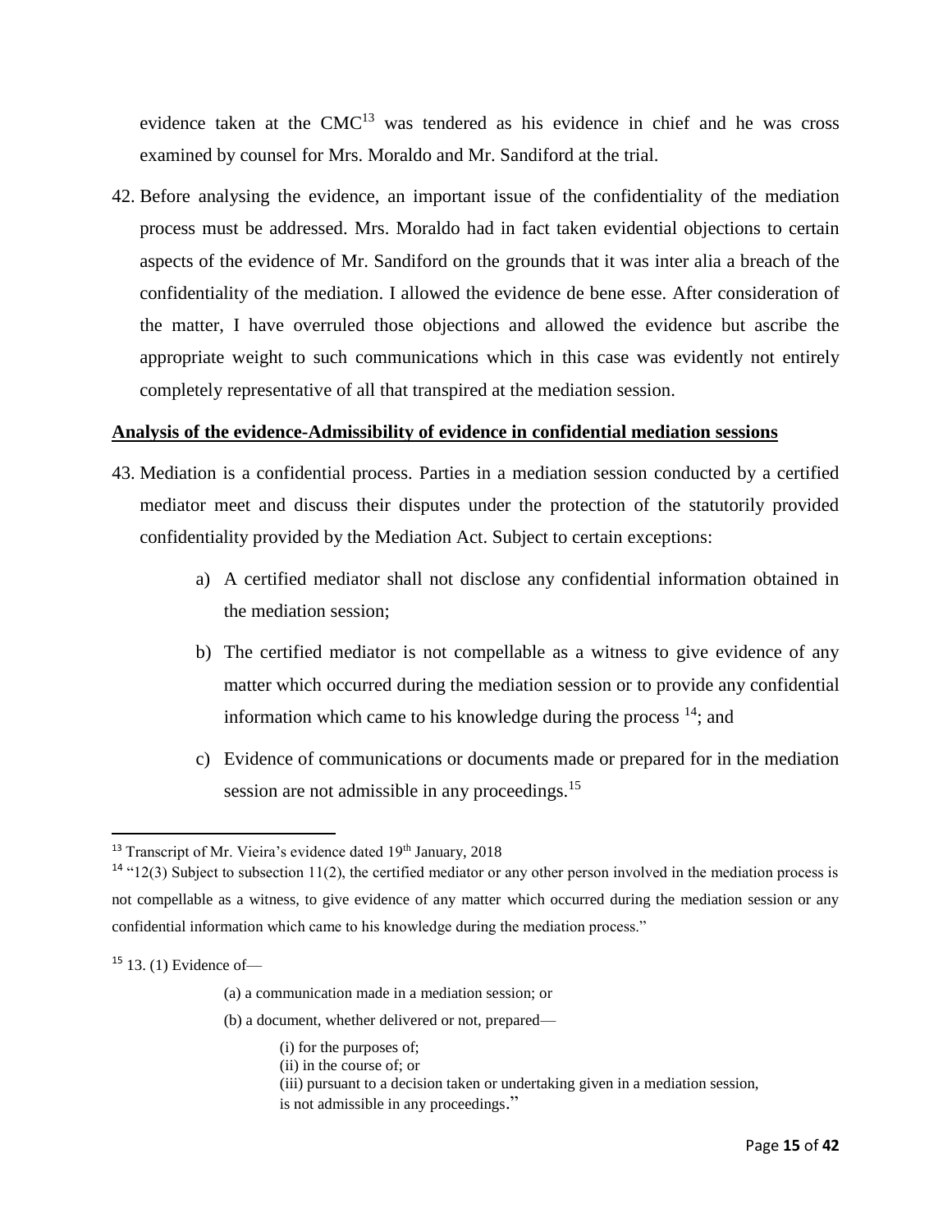evidence taken at the CMC[13] was tendered as his evidence in chief and he was cross examined by counsel for Mrs. Moraldo and Mr. Sandiford at the trial.

42. Before analysing the evidence, an important issue of the confidentiality of the mediation process must be addressed. Mrs. Moraldo had in fact taken evidential objections to certain aspects of the evidence of Mr. Sandiford on the grounds that it was inter alia a breach of the confidentiality of the mediation. I allowed the evidence de bene esse. After consideration of the matter, I have overruled those objections and allowed the evidence but ascribe the appropriate weight to such communications which in this case was evidently not entirely completely representative of all that transpired at the mediation session.

**Analysis of the evidence-Admissibility of evidence in confidential mediation sessions**

43. Mediation is a confidential process. Parties in a mediation session conducted by a certified mediator meet and discuss their disputes under the protection of the statutorily provided confidentiality provided by the Mediation Act. Subject to certain exceptions:

    a) A certified mediator shall not disclose any confidential information obtained in the mediation session;

    b) The certified mediator is not compellable as a witness to give evidence of any matter which occurred during the mediation session or to provide any confidential information which came to his knowledge during the process [14]; and

    c) Evidence of communications or documents made or prepared for in the mediation session are not admissible in any proceedings.[15]

---

[13] Transcript of Mr. Vieira's evidence dated 19th January, 2018

[14] "12(3) Subject to subsection 11(2), the certified mediator or any other person involved in the mediation process is not compellable as a witness, to give evidence of any matter which occurred during the mediation session or any confidential information which came to his knowledge during the mediation process."

[15] 13. (1) Evidence of—

(a) a communication made in a mediation session; or

(b) a document, whether delivered or not, prepared—

(i) for the purposes of;
(ii) in the course of; or
(iii) pursuant to a decision taken or undertaking given in a mediation session,
is not admissible in any proceedings."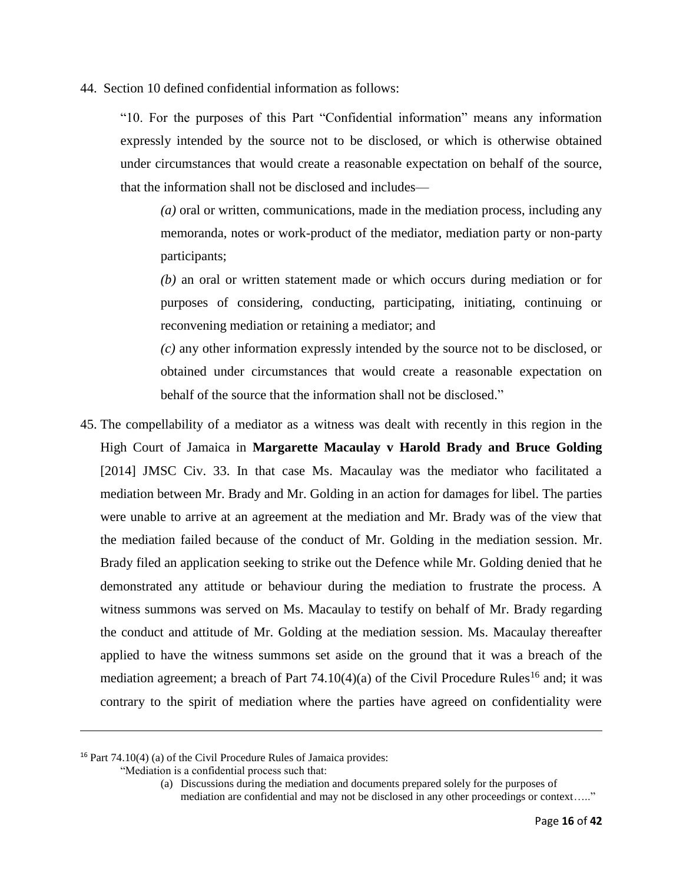44. Section 10 defined confidential information as follows:

> "10. For the purposes of this Part "Confidential information" means any information expressly intended by the source not to be disclosed, or which is otherwise obtained under circumstances that would create a reasonable expectation on behalf of the source, that the information shall not be disclosed and includes—
>
> > *(a)* oral or written, communications, made in the mediation process, including any memoranda, notes or work-product of the mediator, mediation party or non-party participants;
> >
> > *(b)* an oral or written statement made or which occurs during mediation or for purposes of considering, conducting, participating, initiating, continuing or reconvening mediation or retaining a mediator; and
> >
> > *(c)* any other information expressly intended by the source not to be disclosed, or obtained under circumstances that would create a reasonable expectation on behalf of the source that the information shall not be disclosed."

45. The compellability of a mediator as a witness was dealt with recently in this region in the High Court of Jamaica in **Margarette Macaulay v Harold Brady and Bruce Golding** [2014] JMSC Civ. 33. In that case Ms. Macaulay was the mediator who facilitated a mediation between Mr. Brady and Mr. Golding in an action for damages for libel. The parties were unable to arrive at an agreement at the mediation and Mr. Brady was of the view that the mediation failed because of the conduct of Mr. Golding in the mediation session. Mr. Brady filed an application seeking to strike out the Defence while Mr. Golding denied that he demonstrated any attitude or behaviour during the mediation to frustrate the process. A witness summons was served on Ms. Macaulay to testify on behalf of Mr. Brady regarding the conduct and attitude of Mr. Golding at the mediation session. Ms. Macaulay thereafter applied to have the witness summons set aside on the ground that it was a breach of the mediation agreement; a breach of Part 74.10(4)(a) of the Civil Procedure Rules[16] and; it was contrary to the spirit of mediation where the parties have agreed on confidentiality were

---

[16] Part 74.10(4) (a) of the Civil Procedure Rules of Jamaica provides:

"Mediation is a confidential process such that:

(a) Discussions during the mediation and documents prepared solely for the purposes of mediation are confidential and may not be disclosed in any other proceedings or context….."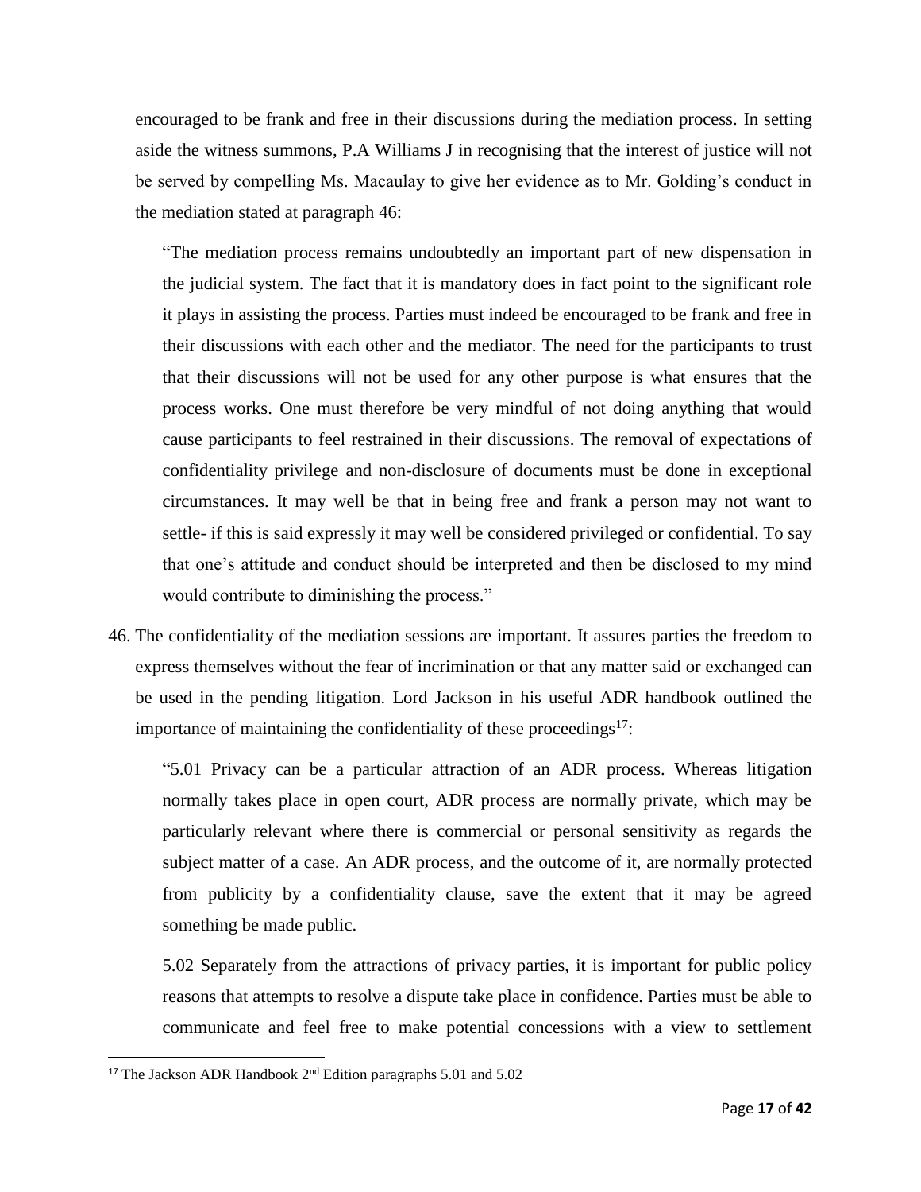encouraged to be frank and free in their discussions during the mediation process. In setting aside the witness summons, P.A Williams J in recognising that the interest of justice will not be served by compelling Ms. Macaulay to give her evidence as to Mr. Golding's conduct in the mediation stated at paragraph 46:

> "The mediation process remains undoubtedly an important part of new dispensation in the judicial system. The fact that it is mandatory does in fact point to the significant role it plays in assisting the process. Parties must indeed be encouraged to be frank and free in their discussions with each other and the mediator. The need for the participants to trust that their discussions will not be used for any other purpose is what ensures that the process works. One must therefore be very mindful of not doing anything that would cause participants to feel restrained in their discussions. The removal of expectations of confidentiality privilege and non-disclosure of documents must be done in exceptional circumstances. It may well be that in being free and frank a person may not want to settle- if this is said expressly it may well be considered privileged or confidential. To say that one's attitude and conduct should be interpreted and then be disclosed to my mind would contribute to diminishing the process."

46. The confidentiality of the mediation sessions are important. It assures parties the freedom to express themselves without the fear of incrimination or that any matter said or exchanged can be used in the pending litigation. Lord Jackson in his useful ADR handbook outlined the importance of maintaining the confidentiality of these proceedings[17]:

> "5.01 Privacy can be a particular attraction of an ADR process. Whereas litigation normally takes place in open court, ADR process are normally private, which may be particularly relevant where there is commercial or personal sensitivity as regards the subject matter of a case. An ADR process, and the outcome of it, are normally protected from publicity by a confidentiality clause, save the extent that it may be agreed something be made public.
>
> 5.02 Separately from the attractions of privacy parties, it is important for public policy reasons that attempts to resolve a dispute take place in confidence. Parties must be able to communicate and feel free to make potential concessions with a view to settlement

[17] The Jackson ADR Handbook 2nd Edition paragraphs 5.01 and 5.02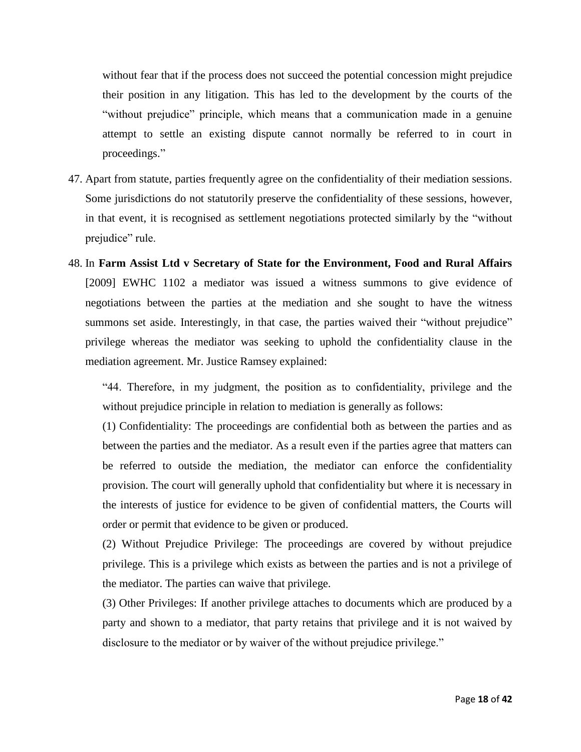without fear that if the process does not succeed the potential concession might prejudice their position in any litigation. This has led to the development by the courts of the "without prejudice" principle, which means that a communication made in a genuine attempt to settle an existing dispute cannot normally be referred to in court in proceedings."

47. Apart from statute, parties frequently agree on the confidentiality of their mediation sessions. Some jurisdictions do not statutorily preserve the confidentiality of these sessions, however, in that event, it is recognised as settlement negotiations protected similarly by the "without prejudice" rule.

48. In **Farm Assist Ltd v Secretary of State for the Environment, Food and Rural Affairs** [2009] EWHC 1102 a mediator was issued a witness summons to give evidence of negotiations between the parties at the mediation and she sought to have the witness summons set aside. Interestingly, in that case, the parties waived their "without prejudice" privilege whereas the mediator was seeking to uphold the confidentiality clause in the mediation agreement. Mr. Justice Ramsey explained:

    "44. Therefore, in my judgment, the position as to confidentiality, privilege and the without prejudice principle in relation to mediation is generally as follows:

    (1) Confidentiality: The proceedings are confidential both as between the parties and as between the parties and the mediator. As a result even if the parties agree that matters can be referred to outside the mediation, the mediator can enforce the confidentiality provision. The court will generally uphold that confidentiality but where it is necessary in the interests of justice for evidence to be given of confidential matters, the Courts will order or permit that evidence to be given or produced.

    (2) Without Prejudice Privilege: The proceedings are covered by without prejudice privilege. This is a privilege which exists as between the parties and is not a privilege of the mediator. The parties can waive that privilege.

    (3) Other Privileges: If another privilege attaches to documents which are produced by a party and shown to a mediator, that party retains that privilege and it is not waived by disclosure to the mediator or by waiver of the without prejudice privilege."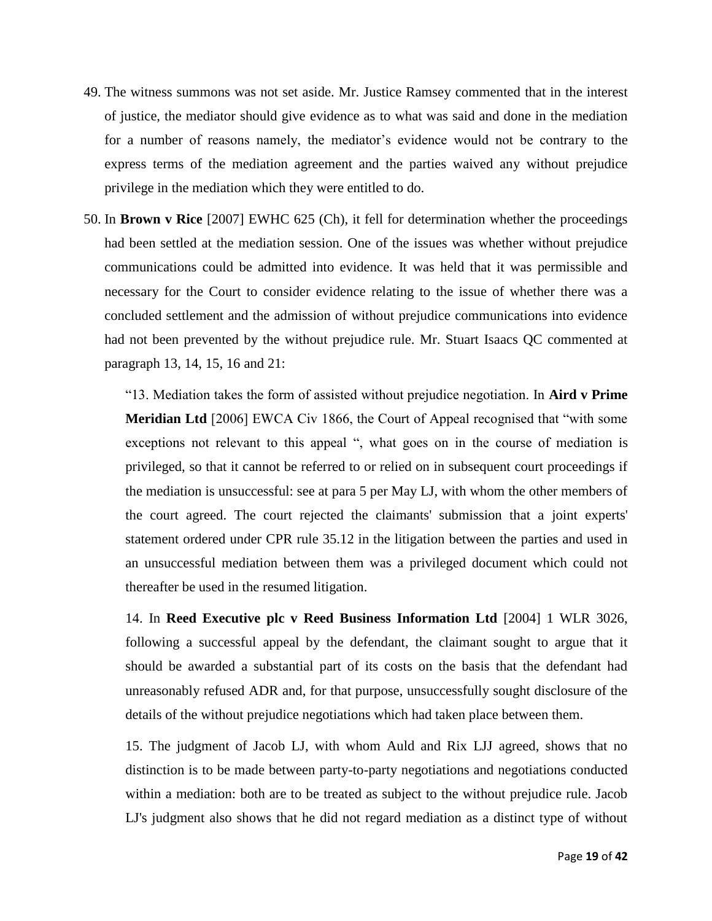49. The witness summons was not set aside. Mr. Justice Ramsey commented that in the interest of justice, the mediator should give evidence as to what was said and done in the mediation for a number of reasons namely, the mediator's evidence would not be contrary to the express terms of the mediation agreement and the parties waived any without prejudice privilege in the mediation which they were entitled to do.

50. In **Brown v Rice** [2007] EWHC 625 (Ch), it fell for determination whether the proceedings had been settled at the mediation session. One of the issues was whether without prejudice communications could be admitted into evidence. It was held that it was permissible and necessary for the Court to consider evidence relating to the issue of whether there was a concluded settlement and the admission of without prejudice communications into evidence had not been prevented by the without prejudice rule. Mr. Stuart Isaacs QC commented at paragraph 13, 14, 15, 16 and 21:

    "13. Mediation takes the form of assisted without prejudice negotiation. In **Aird v Prime Meridian Ltd** [2006] EWCA Civ 1866, the Court of Appeal recognised that "with some exceptions not relevant to this appeal ", what goes on in the course of mediation is privileged, so that it cannot be referred to or relied on in subsequent court proceedings if the mediation is unsuccessful: see at para 5 per May LJ, with whom the other members of the court agreed. The court rejected the claimants' submission that a joint experts' statement ordered under CPR rule 35.12 in the litigation between the parties and used in an unsuccessful mediation between them was a privileged document which could not thereafter be used in the resumed litigation.

    14. In **Reed Executive plc v Reed Business Information Ltd** [2004] 1 WLR 3026, following a successful appeal by the defendant, the claimant sought to argue that it should be awarded a substantial part of its costs on the basis that the defendant had unreasonably refused ADR and, for that purpose, unsuccessfully sought disclosure of the details of the without prejudice negotiations which had taken place between them.

    15. The judgment of Jacob LJ, with whom Auld and Rix LJJ agreed, shows that no distinction is to be made between party-to-party negotiations and negotiations conducted within a mediation: both are to be treated as subject to the without prejudice rule. Jacob LJ's judgment also shows that he did not regard mediation as a distinct type of without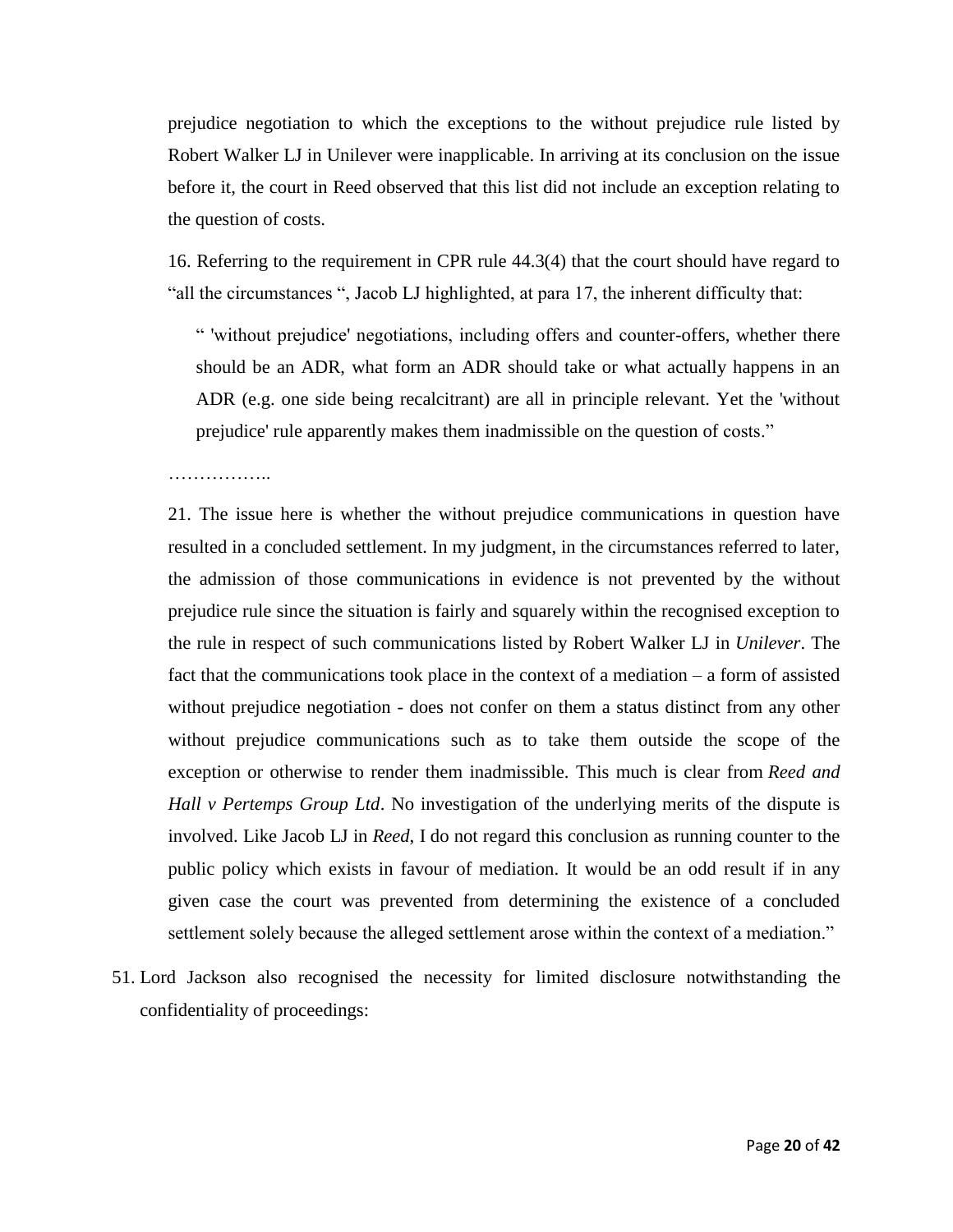prejudice negotiation to which the exceptions to the without prejudice rule listed by Robert Walker LJ in Unilever were inapplicable. In arriving at its conclusion on the issue before it, the court in Reed observed that this list did not include an exception relating to the question of costs.

16. Referring to the requirement in CPR rule 44.3(4) that the court should have regard to "all the circumstances ", Jacob LJ highlighted, at para 17, the inherent difficulty that:

> " 'without prejudice' negotiations, including offers and counter-offers, whether there should be an ADR, what form an ADR should take or what actually happens in an ADR (e.g. one side being recalcitrant) are all in principle relevant. Yet the 'without prejudice' rule apparently makes them inadmissible on the question of costs."

……………..

21. The issue here is whether the without prejudice communications in question have resulted in a concluded settlement. In my judgment, in the circumstances referred to later, the admission of those communications in evidence is not prevented by the without prejudice rule since the situation is fairly and squarely within the recognised exception to the rule in respect of such communications listed by Robert Walker LJ in *Unilever*. The fact that the communications took place in the context of a mediation – a form of assisted without prejudice negotiation - does not confer on them a status distinct from any other without prejudice communications such as to take them outside the scope of the exception or otherwise to render them inadmissible. This much is clear from *Reed and Hall v Pertemps Group Ltd*. No investigation of the underlying merits of the dispute is involved. Like Jacob LJ in *Reed*, I do not regard this conclusion as running counter to the public policy which exists in favour of mediation. It would be an odd result if in any given case the court was prevented from determining the existence of a concluded settlement solely because the alleged settlement arose within the context of a mediation."

51. Lord Jackson also recognised the necessity for limited disclosure notwithstanding the confidentiality of proceedings: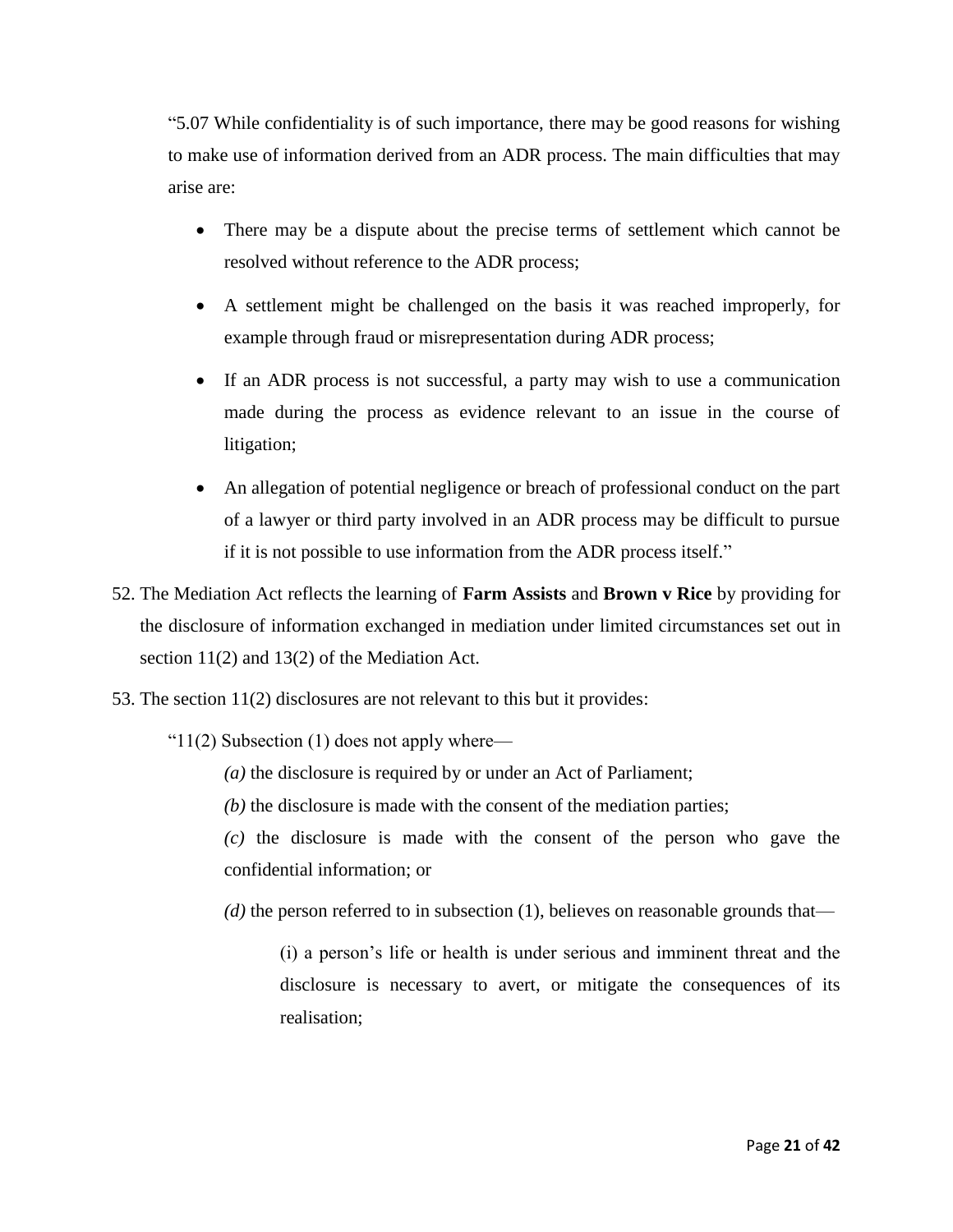"5.07 While confidentiality is of such importance, there may be good reasons for wishing to make use of information derived from an ADR process. The main difficulties that may arise are:

- There may be a dispute about the precise terms of settlement which cannot be resolved without reference to the ADR process;
- A settlement might be challenged on the basis it was reached improperly, for example through fraud or misrepresentation during ADR process;
- If an ADR process is not successful, a party may wish to use a communication made during the process as evidence relevant to an issue in the course of litigation;
- An allegation of potential negligence or breach of professional conduct on the part of a lawyer or third party involved in an ADR process may be difficult to pursue if it is not possible to use information from the ADR process itself."

52. The Mediation Act reflects the learning of **Farm Assists** and **Brown v Rice** by providing for the disclosure of information exchanged in mediation under limited circumstances set out in section 11(2) and 13(2) of the Mediation Act.

53. The section 11(2) disclosures are not relevant to this but it provides:

"11(2) Subsection (1) does not apply where—

*(a)* the disclosure is required by or under an Act of Parliament;

*(b)* the disclosure is made with the consent of the mediation parties;

*(c)* the disclosure is made with the consent of the person who gave the confidential information; or

*(d)* the person referred to in subsection (1), believes on reasonable grounds that—

(i) a person's life or health is under serious and imminent threat and the disclosure is necessary to avert, or mitigate the consequences of its realisation;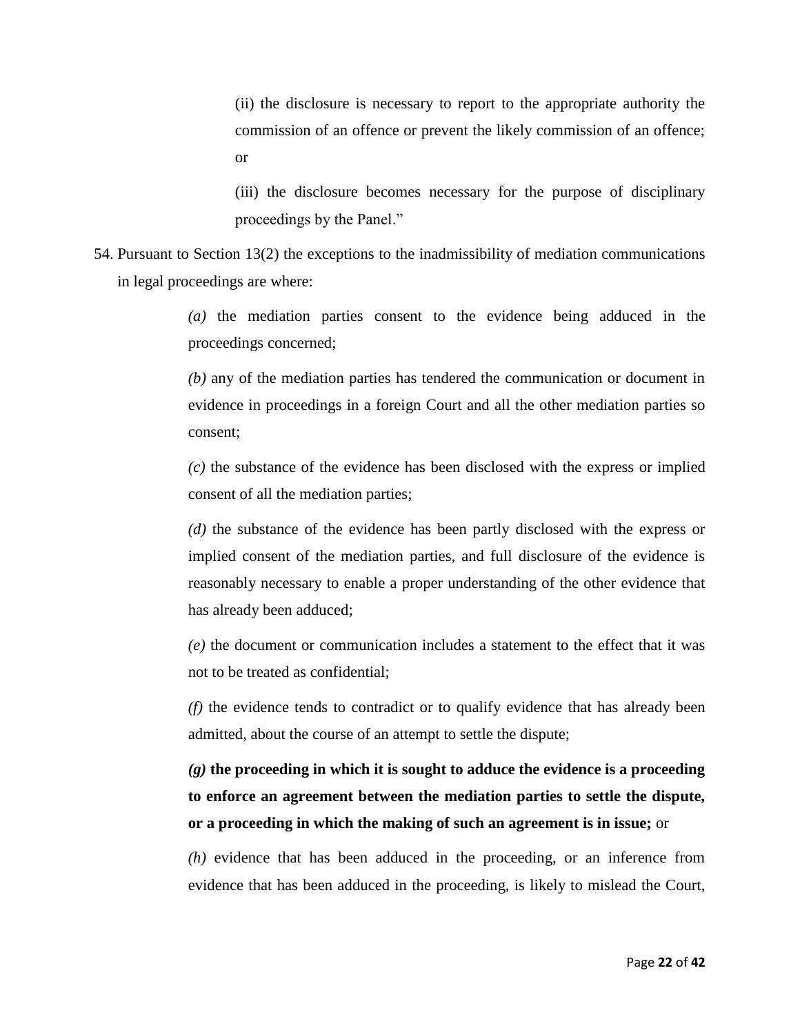(ii) the disclosure is necessary to report to the appropriate authority the commission of an offence or prevent the likely commission of an offence; or

(iii) the disclosure becomes necessary for the purpose of disciplinary proceedings by the Panel."

54. Pursuant to Section 13(2) the exceptions to the inadmissibility of mediation communications in legal proceedings are where:

> *(a)* the mediation parties consent to the evidence being adduced in the proceedings concerned;
>
> *(b)* any of the mediation parties has tendered the communication or document in evidence in proceedings in a foreign Court and all the other mediation parties so consent;
>
> *(c)* the substance of the evidence has been disclosed with the express or implied consent of all the mediation parties;
>
> *(d)* the substance of the evidence has been partly disclosed with the express or implied consent of the mediation parties, and full disclosure of the evidence is reasonably necessary to enable a proper understanding of the other evidence that has already been adduced;
>
> *(e)* the document or communication includes a statement to the effect that it was not to be treated as confidential;
>
> *(f)* the evidence tends to contradict or to qualify evidence that has already been admitted, about the course of an attempt to settle the dispute;
>
> ***(g)*** **the proceeding in which it is sought to adduce the evidence is a proceeding to enforce an agreement between the mediation parties to settle the dispute, or a proceeding in which the making of such an agreement is in issue;** or
>
> *(h)* evidence that has been adduced in the proceeding, or an inference from evidence that has been adduced in the proceeding, is likely to mislead the Court,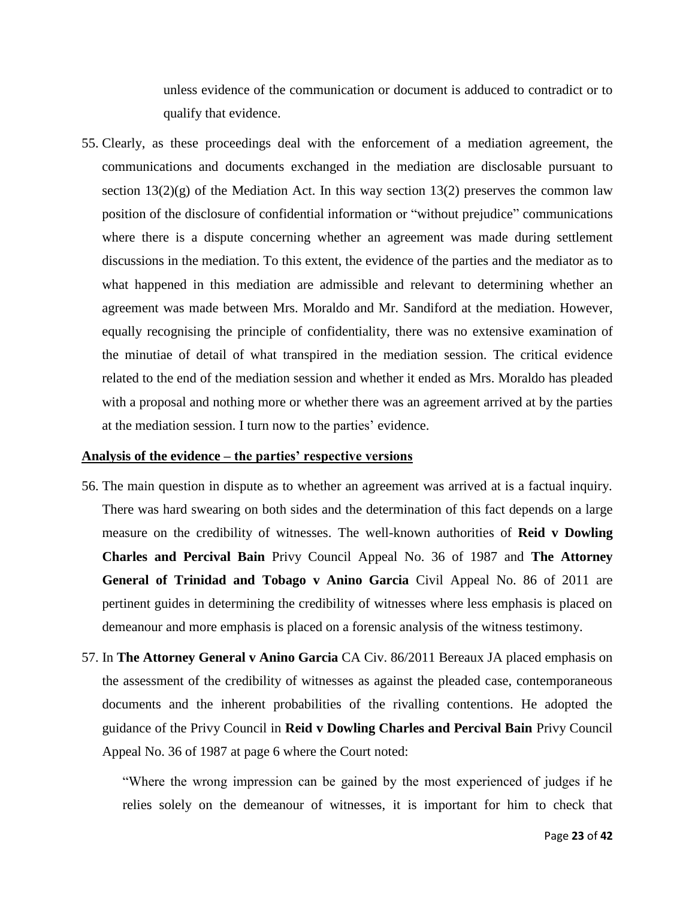unless evidence of the communication or document is adduced to contradict or to qualify that evidence.

55. Clearly, as these proceedings deal with the enforcement of a mediation agreement, the communications and documents exchanged in the mediation are disclosable pursuant to section 13(2)(g) of the Mediation Act. In this way section 13(2) preserves the common law position of the disclosure of confidential information or "without prejudice" communications where there is a dispute concerning whether an agreement was made during settlement discussions in the mediation. To this extent, the evidence of the parties and the mediator as to what happened in this mediation are admissible and relevant to determining whether an agreement was made between Mrs. Moraldo and Mr. Sandiford at the mediation. However, equally recognising the principle of confidentiality, there was no extensive examination of the minutiae of detail of what transpired in the mediation session. The critical evidence related to the end of the mediation session and whether it ended as Mrs. Moraldo has pleaded with a proposal and nothing more or whether there was an agreement arrived at by the parties at the mediation session. I turn now to the parties' evidence.

**Analysis of the evidence – the parties' respective versions**

56. The main question in dispute as to whether an agreement was arrived at is a factual inquiry. There was hard swearing on both sides and the determination of this fact depends on a large measure on the credibility of witnesses. The well-known authorities of **Reid v Dowling Charles and Percival Bain** Privy Council Appeal No. 36 of 1987 and **The Attorney General of Trinidad and Tobago v Anino Garcia** Civil Appeal No. 86 of 2011 are pertinent guides in determining the credibility of witnesses where less emphasis is placed on demeanour and more emphasis is placed on a forensic analysis of the witness testimony.

57. In **The Attorney General v Anino Garcia** CA Civ. 86/2011 Bereaux JA placed emphasis on the assessment of the credibility of witnesses as against the pleaded case, contemporaneous documents and the inherent probabilities of the rivalling contentions. He adopted the guidance of the Privy Council in **Reid v Dowling Charles and Percival Bain** Privy Council Appeal No. 36 of 1987 at page 6 where the Court noted:

"Where the wrong impression can be gained by the most experienced of judges if he relies solely on the demeanour of witnesses, it is important for him to check that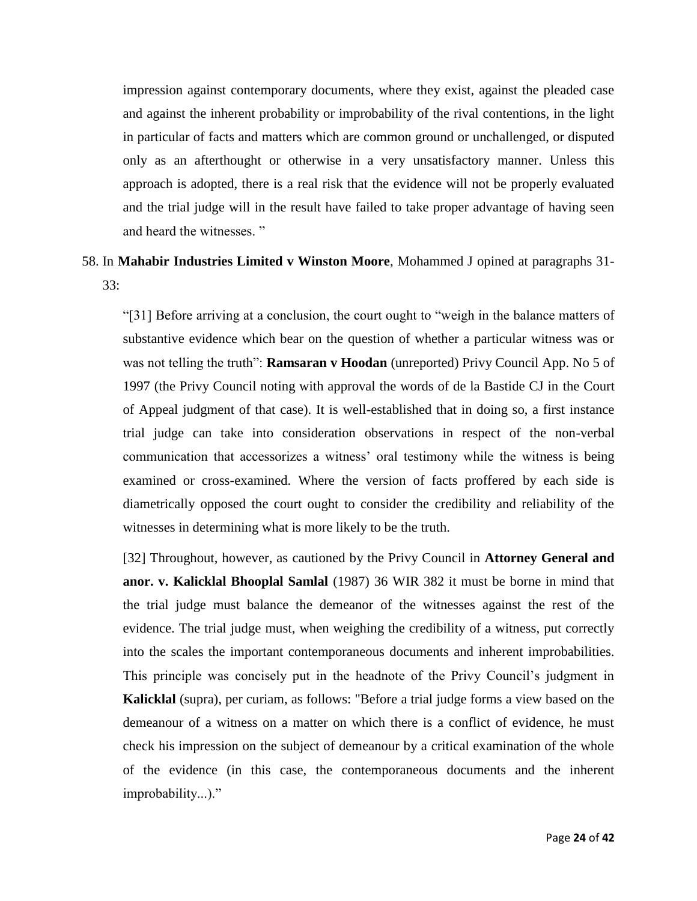impression against contemporary documents, where they exist, against the pleaded case and against the inherent probability or improbability of the rival contentions, in the light in particular of facts and matters which are common ground or unchallenged, or disputed only as an afterthought or otherwise in a very unsatisfactory manner. Unless this approach is adopted, there is a real risk that the evidence will not be properly evaluated and the trial judge will in the result have failed to take proper advantage of having seen and heard the witnesses. "

58. In **Mahabir Industries Limited v Winston Moore**, Mohammed J opined at paragraphs 31-33:

> "[31] Before arriving at a conclusion, the court ought to "weigh in the balance matters of substantive evidence which bear on the question of whether a particular witness was or was not telling the truth": **Ramsaran v Hoodan** (unreported) Privy Council App. No 5 of 1997 (the Privy Council noting with approval the words of de la Bastide CJ in the Court of Appeal judgment of that case). It is well-established that in doing so, a first instance trial judge can take into consideration observations in respect of the non-verbal communication that accessorizes a witness' oral testimony while the witness is being examined or cross-examined. Where the version of facts proffered by each side is diametrically opposed the court ought to consider the credibility and reliability of the witnesses in determining what is more likely to be the truth.
>
> [32] Throughout, however, as cautioned by the Privy Council in **Attorney General and anor. v. Kalicklal Bhooplal Samlal** (1987) 36 WIR 382 it must be borne in mind that the trial judge must balance the demeanor of the witnesses against the rest of the evidence. The trial judge must, when weighing the credibility of a witness, put correctly into the scales the important contemporaneous documents and inherent improbabilities. This principle was concisely put in the headnote of the Privy Council's judgment in **Kalicklal** (supra), per curiam, as follows: "Before a trial judge forms a view based on the demeanour of a witness on a matter on which there is a conflict of evidence, he must check his impression on the subject of demeanour by a critical examination of the whole of the evidence (in this case, the contemporaneous documents and the inherent improbability...)."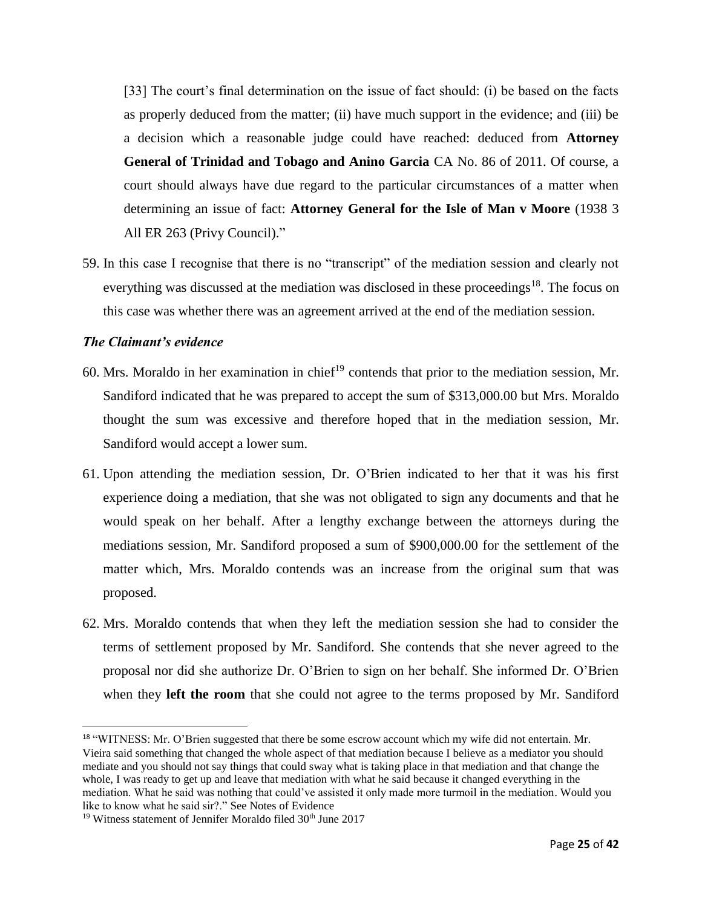[33] The court's final determination on the issue of fact should: (i) be based on the facts as properly deduced from the matter; (ii) have much support in the evidence; and (iii) be a decision which a reasonable judge could have reached: deduced from **Attorney General of Trinidad and Tobago and Anino Garcia** CA No. 86 of 2011. Of course, a court should always have due regard to the particular circumstances of a matter when determining an issue of fact: **Attorney General for the Isle of Man v Moore** (1938 3 All ER 263 (Privy Council)."

59. In this case I recognise that there is no "transcript" of the mediation session and clearly not everything was discussed at the mediation was disclosed in these proceedings[18]. The focus on this case was whether there was an agreement arrived at the end of the mediation session.

### *The Claimant's evidence*

60. Mrs. Moraldo in her examination in chief[19] contends that prior to the mediation session, Mr. Sandiford indicated that he was prepared to accept the sum of $313,000.00 but Mrs. Moraldo thought the sum was excessive and therefore hoped that in the mediation session, Mr. Sandiford would accept a lower sum.

61. Upon attending the mediation session, Dr. O'Brien indicated to her that it was his first experience doing a mediation, that she was not obligated to sign any documents and that he would speak on her behalf. After a lengthy exchange between the attorneys during the mediations session, Mr. Sandiford proposed a sum of $900,000.00 for the settlement of the matter which, Mrs. Moraldo contends was an increase from the original sum that was proposed.

62. Mrs. Moraldo contends that when they left the mediation session she had to consider the terms of settlement proposed by Mr. Sandiford. She contends that she never agreed to the proposal nor did she authorize Dr. O'Brien to sign on her behalf. She informed Dr. O'Brien when they **left the room** that she could not agree to the terms proposed by Mr. Sandiford

---

[18] "WITNESS: Mr. O'Brien suggested that there be some escrow account which my wife did not entertain. Mr. Vieira said something that changed the whole aspect of that mediation because I believe as a mediator you should mediate and you should not say things that could sway what is taking place in that mediation and that change the whole, I was ready to get up and leave that mediation with what he said because it changed everything in the mediation. What he said was nothing that could've assisted it only made more turmoil in the mediation. Would you like to know what he said sir?." See Notes of Evidence

[19] Witness statement of Jennifer Moraldo filed 30th June 2017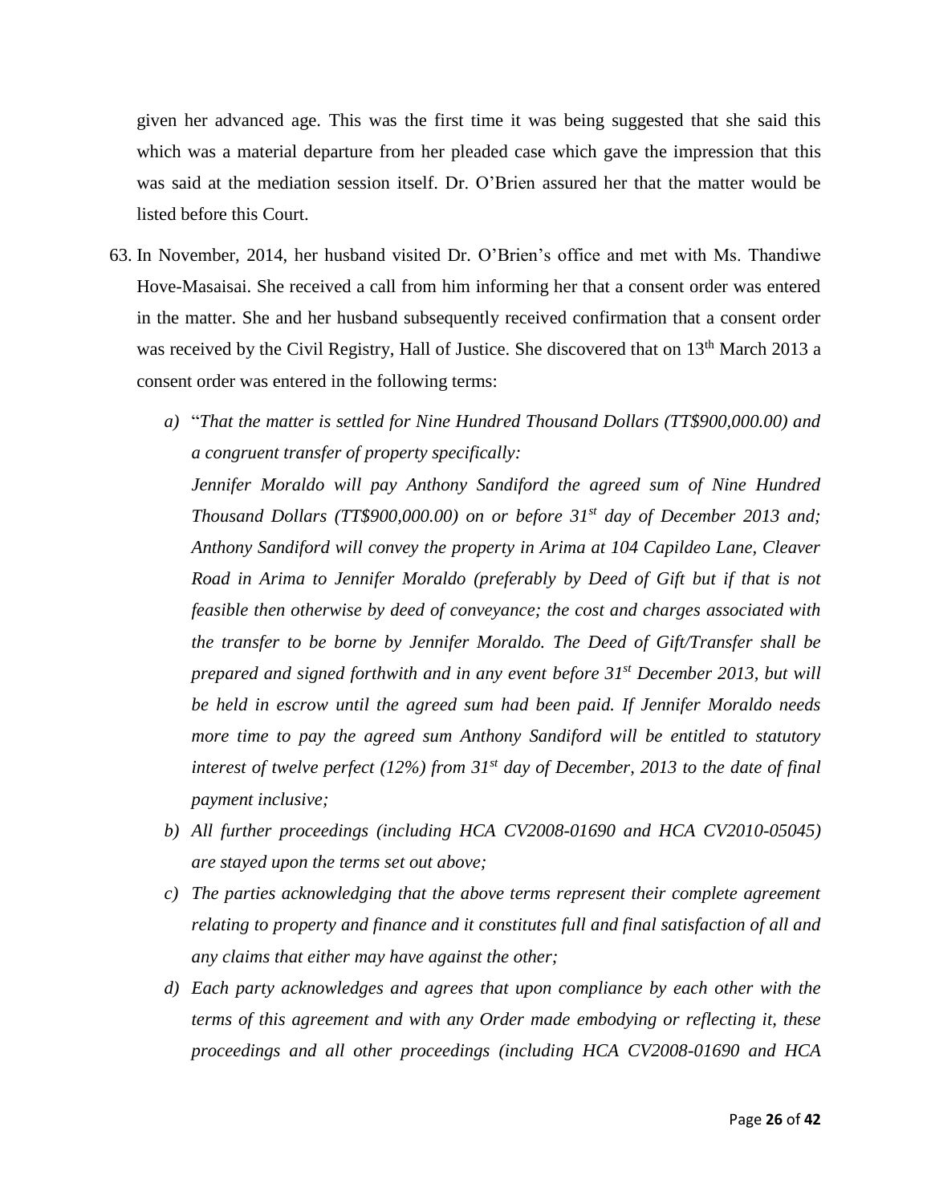given her advanced age. This was the first time it was being suggested that she said this which was a material departure from her pleaded case which gave the impression that this was said at the mediation session itself. Dr. O'Brien assured her that the matter would be listed before this Court.

63. In November, 2014, her husband visited Dr. O'Brien's office and met with Ms. Thandiwe Hove-Masaisai. She received a call from him informing her that a consent order was entered in the matter. She and her husband subsequently received confirmation that a consent order was received by the Civil Registry, Hall of Justice. She discovered that on 13th March 2013 a consent order was entered in the following terms:

    a) "*That the matter is settled for Nine Hundred Thousand Dollars (TT$900,000.00) and a congruent transfer of property specifically:*

       *Jennifer Moraldo will pay Anthony Sandiford the agreed sum of Nine Hundred Thousand Dollars (TT$900,000.00) on or before 31st day of December 2013 and; Anthony Sandiford will convey the property in Arima at 104 Capildeo Lane, Cleaver Road in Arima to Jennifer Moraldo (preferably by Deed of Gift but if that is not feasible then otherwise by deed of conveyance; the cost and charges associated with the transfer to be borne by Jennifer Moraldo. The Deed of Gift/Transfer shall be prepared and signed forthwith and in any event before 31st December 2013, but will be held in escrow until the agreed sum had been paid. If Jennifer Moraldo needs more time to pay the agreed sum Anthony Sandiford will be entitled to statutory interest of twelve perfect (12%) from 31st day of December, 2013 to the date of final payment inclusive;*

    b) *All further proceedings (including HCA CV2008-01690 and HCA CV2010-05045) are stayed upon the terms set out above;*

    c) *The parties acknowledging that the above terms represent their complete agreement relating to property and finance and it constitutes full and final satisfaction of all and any claims that either may have against the other;*

    d) *Each party acknowledges and agrees that upon compliance by each other with the terms of this agreement and with any Order made embodying or reflecting it, these proceedings and all other proceedings (including HCA CV2008-01690 and HCA*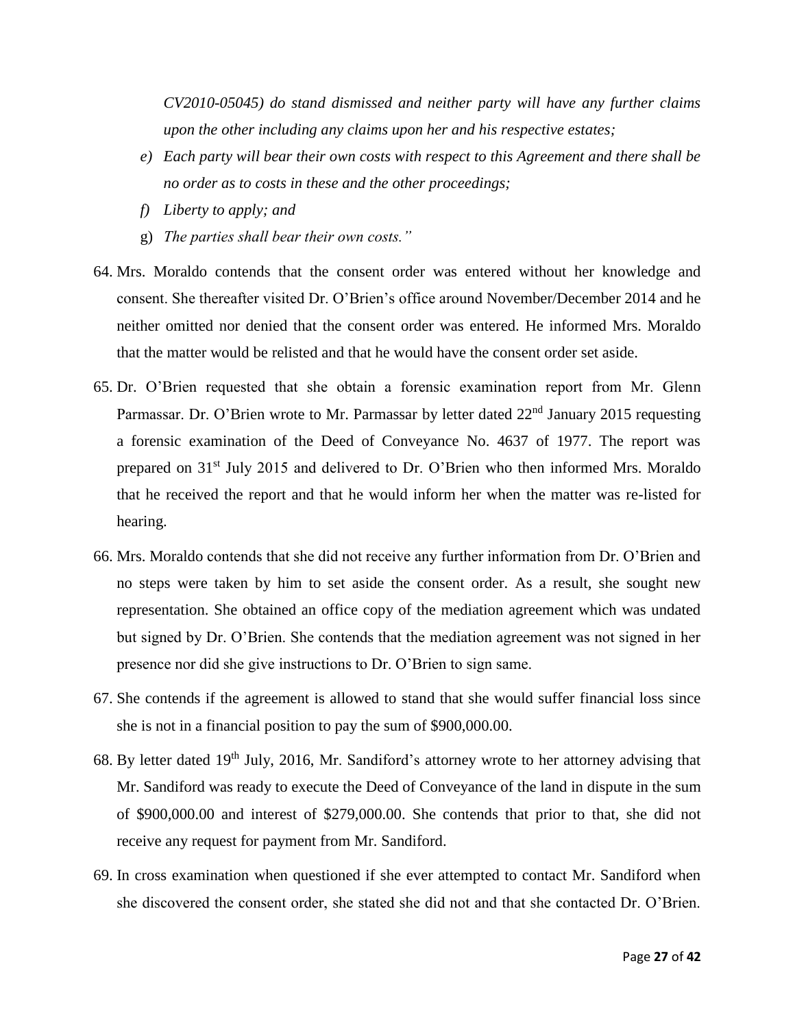*CV2010-05045) do stand dismissed and neither party will have any further claims upon the other including any claims upon her and his respective estates;*

*e) Each party will bear their own costs with respect to this Agreement and there shall be no order as to costs in these and the other proceedings;*

*f) Liberty to apply; and*

g) *The parties shall bear their own costs."*

64. Mrs. Moraldo contends that the consent order was entered without her knowledge and consent. She thereafter visited Dr. O'Brien's office around November/December 2014 and he neither omitted nor denied that the consent order was entered. He informed Mrs. Moraldo that the matter would be relisted and that he would have the consent order set aside.

65. Dr. O'Brien requested that she obtain a forensic examination report from Mr. Glenn Parmassar. Dr. O'Brien wrote to Mr. Parmassar by letter dated 22nd January 2015 requesting a forensic examination of the Deed of Conveyance No. 4637 of 1977. The report was prepared on 31st July 2015 and delivered to Dr. O'Brien who then informed Mrs. Moraldo that he received the report and that he would inform her when the matter was re-listed for hearing.

66. Mrs. Moraldo contends that she did not receive any further information from Dr. O'Brien and no steps were taken by him to set aside the consent order. As a result, she sought new representation. She obtained an office copy of the mediation agreement which was undated but signed by Dr. O'Brien. She contends that the mediation agreement was not signed in her presence nor did she give instructions to Dr. O'Brien to sign same.

67. She contends if the agreement is allowed to stand that she would suffer financial loss since she is not in a financial position to pay the sum of $900,000.00.

68. By letter dated 19th July, 2016, Mr. Sandiford's attorney wrote to her attorney advising that Mr. Sandiford was ready to execute the Deed of Conveyance of the land in dispute in the sum of $900,000.00 and interest of $279,000.00. She contends that prior to that, she did not receive any request for payment from Mr. Sandiford.

69. In cross examination when questioned if she ever attempted to contact Mr. Sandiford when she discovered the consent order, she stated she did not and that she contacted Dr. O'Brien.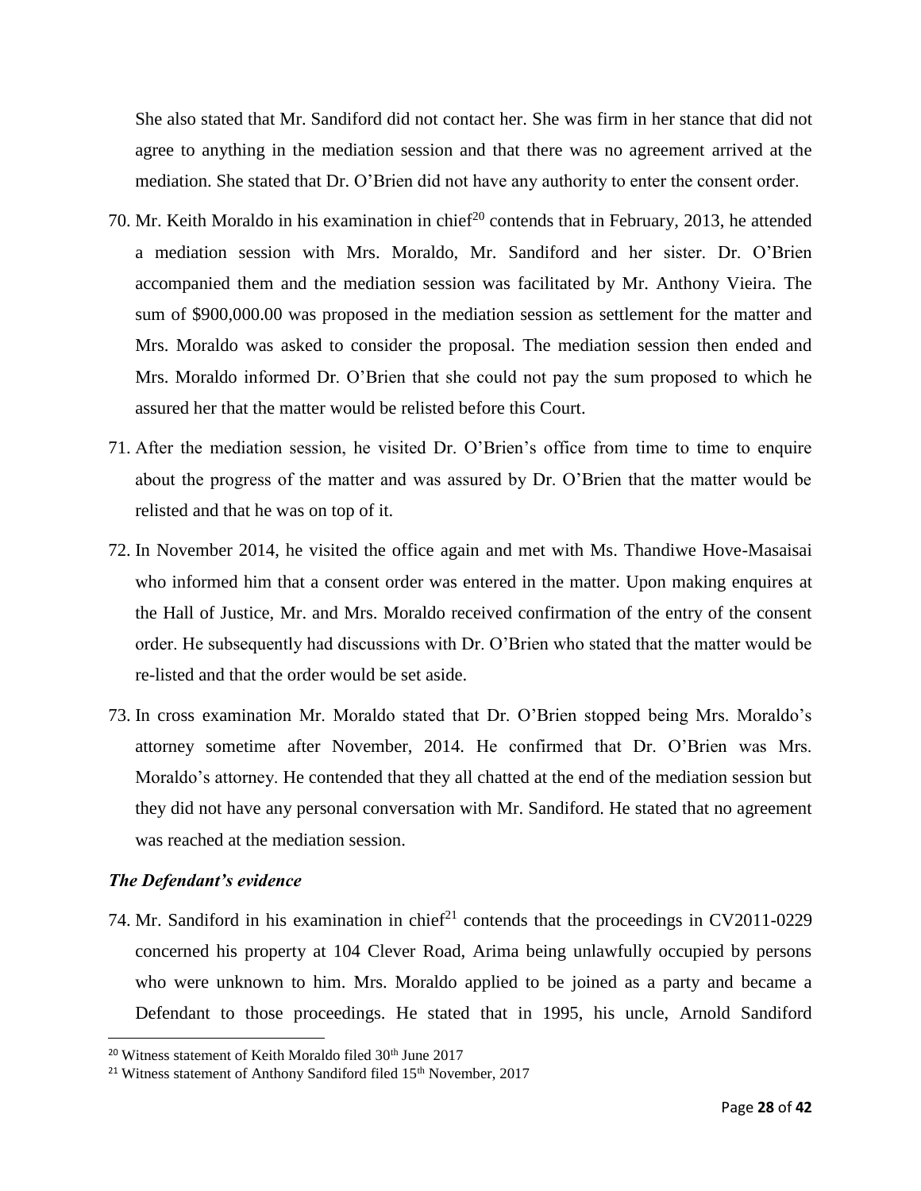She also stated that Mr. Sandiford did not contact her. She was firm in her stance that did not agree to anything in the mediation session and that there was no agreement arrived at the mediation. She stated that Dr. O'Brien did not have any authority to enter the consent order.

70. Mr. Keith Moraldo in his examination in chief[20] contends that in February, 2013, he attended a mediation session with Mrs. Moraldo, Mr. Sandiford and her sister. Dr. O'Brien accompanied them and the mediation session was facilitated by Mr. Anthony Vieira. The sum of $900,000.00 was proposed in the mediation session as settlement for the matter and Mrs. Moraldo was asked to consider the proposal. The mediation session then ended and Mrs. Moraldo informed Dr. O'Brien that she could not pay the sum proposed to which he assured her that the matter would be relisted before this Court.

71. After the mediation session, he visited Dr. O'Brien's office from time to time to enquire about the progress of the matter and was assured by Dr. O'Brien that the matter would be relisted and that he was on top of it.

72. In November 2014, he visited the office again and met with Ms. Thandiwe Hove-Masaisai who informed him that a consent order was entered in the matter. Upon making enquires at the Hall of Justice, Mr. and Mrs. Moraldo received confirmation of the entry of the consent order. He subsequently had discussions with Dr. O'Brien who stated that the matter would be re-listed and that the order would be set aside.

73. In cross examination Mr. Moraldo stated that Dr. O'Brien stopped being Mrs. Moraldo's attorney sometime after November, 2014. He confirmed that Dr. O'Brien was Mrs. Moraldo's attorney. He contended that they all chatted at the end of the mediation session but they did not have any personal conversation with Mr. Sandiford. He stated that no agreement was reached at the mediation session.

### *The Defendant's evidence*

74. Mr. Sandiford in his examination in chief[21] contends that the proceedings in CV2011-0229 concerned his property at 104 Clever Road, Arima being unlawfully occupied by persons who were unknown to him. Mrs. Moraldo applied to be joined as a party and became a Defendant to those proceedings. He stated that in 1995, his uncle, Arnold Sandiford

[20] Witness statement of Keith Moraldo filed 30th June 2017

[21] Witness statement of Anthony Sandiford filed 15th November, 2017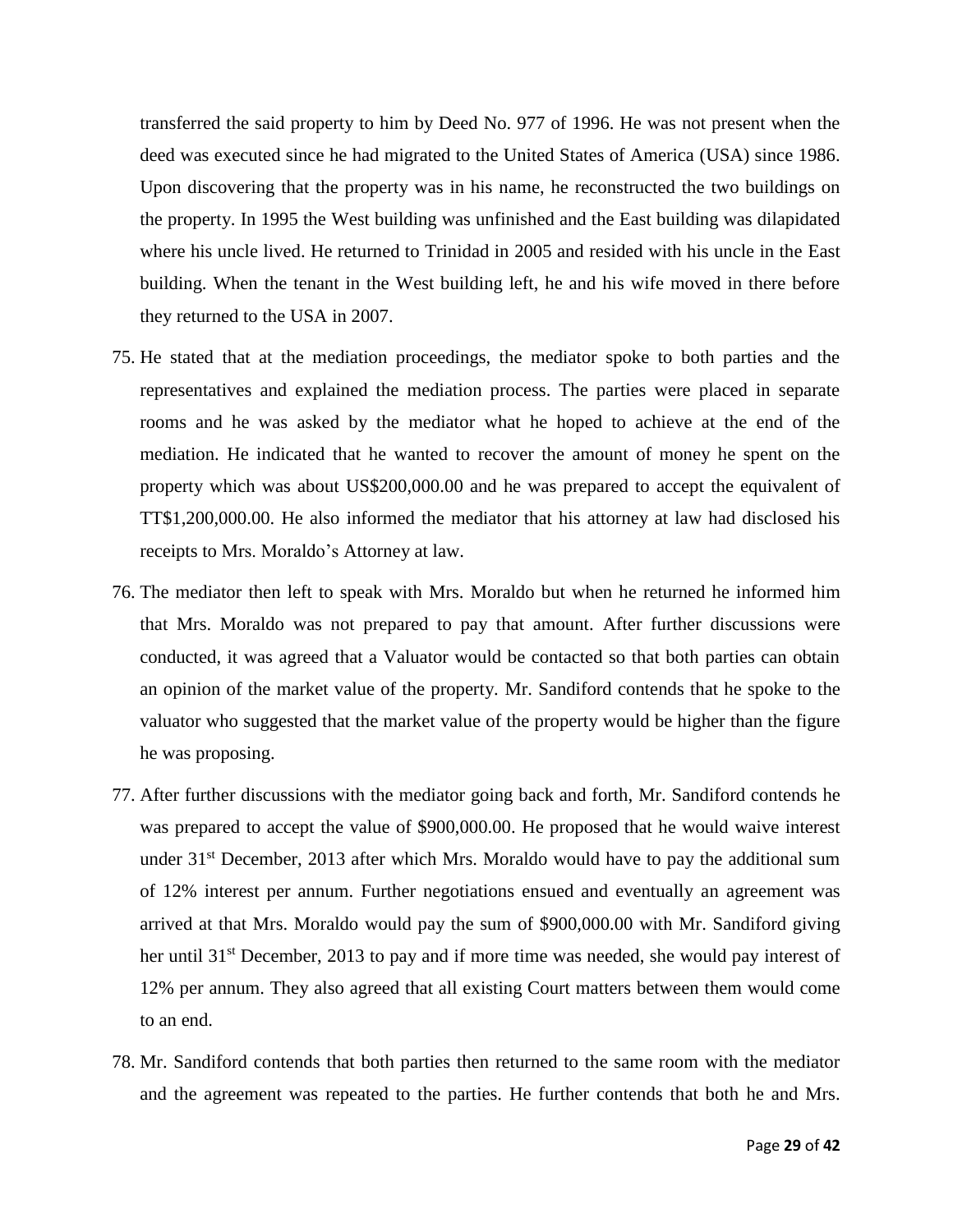transferred the said property to him by Deed No. 977 of 1996. He was not present when the deed was executed since he had migrated to the United States of America (USA) since 1986. Upon discovering that the property was in his name, he reconstructed the two buildings on the property. In 1995 the West building was unfinished and the East building was dilapidated where his uncle lived. He returned to Trinidad in 2005 and resided with his uncle in the East building. When the tenant in the West building left, he and his wife moved in there before they returned to the USA in 2007.

75. He stated that at the mediation proceedings, the mediator spoke to both parties and the representatives and explained the mediation process. The parties were placed in separate rooms and he was asked by the mediator what he hoped to achieve at the end of the mediation. He indicated that he wanted to recover the amount of money he spent on the property which was about US$200,000.00 and he was prepared to accept the equivalent of TT$1,200,000.00. He also informed the mediator that his attorney at law had disclosed his receipts to Mrs. Moraldo's Attorney at law.

76. The mediator then left to speak with Mrs. Moraldo but when he returned he informed him that Mrs. Moraldo was not prepared to pay that amount. After further discussions were conducted, it was agreed that a Valuator would be contacted so that both parties can obtain an opinion of the market value of the property. Mr. Sandiford contends that he spoke to the valuator who suggested that the market value of the property would be higher than the figure he was proposing.

77. After further discussions with the mediator going back and forth, Mr. Sandiford contends he was prepared to accept the value of $900,000.00. He proposed that he would waive interest under 31st December, 2013 after which Mrs. Moraldo would have to pay the additional sum of 12% interest per annum. Further negotiations ensued and eventually an agreement was arrived at that Mrs. Moraldo would pay the sum of $900,000.00 with Mr. Sandiford giving her until 31st December, 2013 to pay and if more time was needed, she would pay interest of 12% per annum. They also agreed that all existing Court matters between them would come to an end.

78. Mr. Sandiford contends that both parties then returned to the same room with the mediator and the agreement was repeated to the parties. He further contends that both he and Mrs.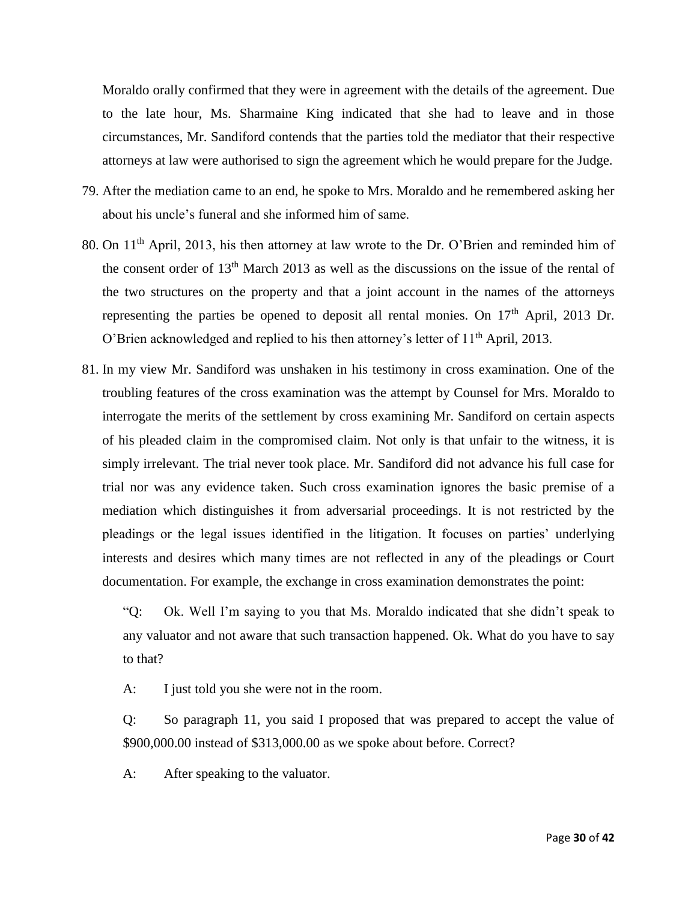Moraldo orally confirmed that they were in agreement with the details of the agreement. Due to the late hour, Ms. Sharmaine King indicated that she had to leave and in those circumstances, Mr. Sandiford contends that the parties told the mediator that their respective attorneys at law were authorised to sign the agreement which he would prepare for the Judge.

79. After the mediation came to an end, he spoke to Mrs. Moraldo and he remembered asking her about his uncle's funeral and she informed him of same.

80. On 11th April, 2013, his then attorney at law wrote to the Dr. O'Brien and reminded him of the consent order of 13th March 2013 as well as the discussions on the issue of the rental of the two structures on the property and that a joint account in the names of the attorneys representing the parties be opened to deposit all rental monies. On 17th April, 2013 Dr. O'Brien acknowledged and replied to his then attorney's letter of 11th April, 2013.

81. In my view Mr. Sandiford was unshaken in his testimony in cross examination. One of the troubling features of the cross examination was the attempt by Counsel for Mrs. Moraldo to interrogate the merits of the settlement by cross examining Mr. Sandiford on certain aspects of his pleaded claim in the compromised claim. Not only is that unfair to the witness, it is simply irrelevant. The trial never took place. Mr. Sandiford did not advance his full case for trial nor was any evidence taken. Such cross examination ignores the basic premise of a mediation which distinguishes it from adversarial proceedings. It is not restricted by the pleadings or the legal issues identified in the litigation. It focuses on parties' underlying interests and desires which many times are not reflected in any of the pleadings or Court documentation. For example, the exchange in cross examination demonstrates the point:

> "Q: Ok. Well I'm saying to you that Ms. Moraldo indicated that she didn't speak to any valuator and not aware that such transaction happened. Ok. What do you have to say to that?
>
> A: I just told you she were not in the room.
>
> Q: So paragraph 11, you said I proposed that was prepared to accept the value of $900,000.00 instead of $313,000.00 as we spoke about before. Correct?
>
> A: After speaking to the valuator.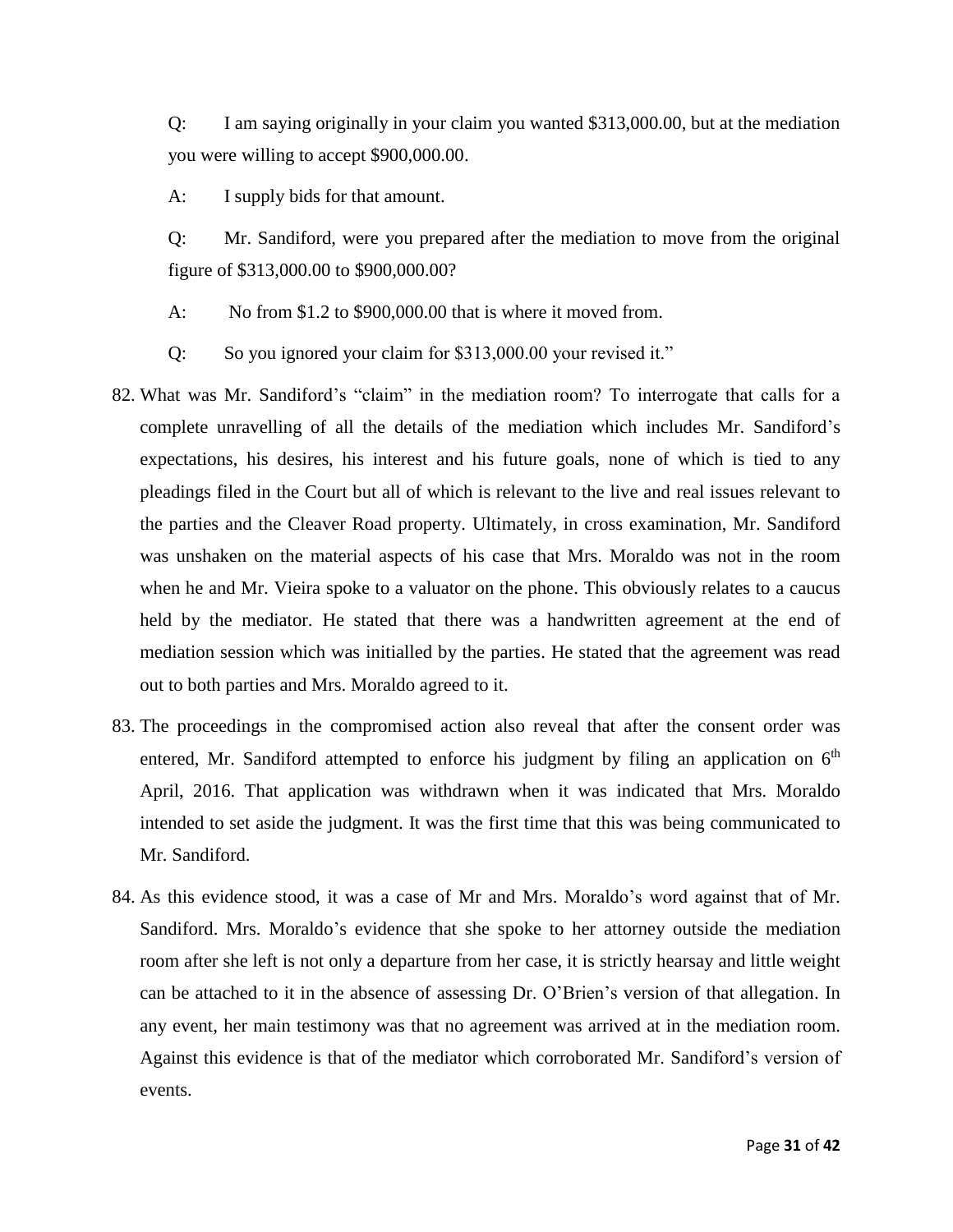Q: I am saying originally in your claim you wanted $313,000.00, but at the mediation you were willing to accept $900,000.00.

A: I supply bids for that amount.

Q: Mr. Sandiford, were you prepared after the mediation to move from the original figure of $313,000.00 to $900,000.00?

A: No from $1.2 to $900,000.00 that is where it moved from.

Q: So you ignored your claim for $313,000.00 your revised it."

82. What was Mr. Sandiford's "claim" in the mediation room? To interrogate that calls for a complete unravelling of all the details of the mediation which includes Mr. Sandiford's expectations, his desires, his interest and his future goals, none of which is tied to any pleadings filed in the Court but all of which is relevant to the live and real issues relevant to the parties and the Cleaver Road property. Ultimately, in cross examination, Mr. Sandiford was unshaken on the material aspects of his case that Mrs. Moraldo was not in the room when he and Mr. Vieira spoke to a valuator on the phone. This obviously relates to a caucus held by the mediator. He stated that there was a handwritten agreement at the end of mediation session which was initialled by the parties. He stated that the agreement was read out to both parties and Mrs. Moraldo agreed to it.

83. The proceedings in the compromised action also reveal that after the consent order was entered, Mr. Sandiford attempted to enforce his judgment by filing an application on 6th April, 2016. That application was withdrawn when it was indicated that Mrs. Moraldo intended to set aside the judgment. It was the first time that this was being communicated to Mr. Sandiford.

84. As this evidence stood, it was a case of Mr and Mrs. Moraldo's word against that of Mr. Sandiford. Mrs. Moraldo's evidence that she spoke to her attorney outside the mediation room after she left is not only a departure from her case, it is strictly hearsay and little weight can be attached to it in the absence of assessing Dr. O'Brien's version of that allegation. In any event, her main testimony was that no agreement was arrived at in the mediation room. Against this evidence is that of the mediator which corroborated Mr. Sandiford's version of events.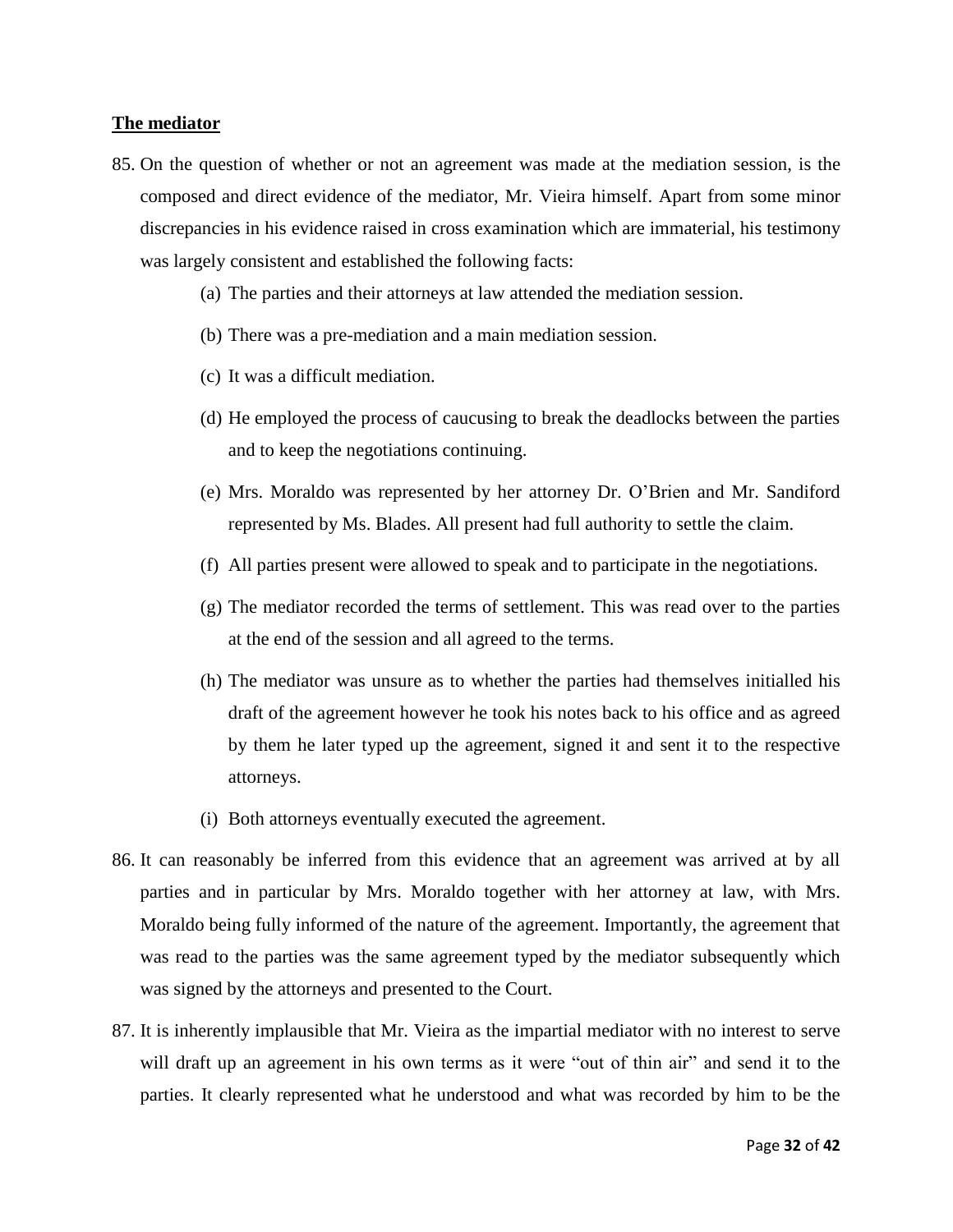## **The mediator**

85. On the question of whether or not an agreement was made at the mediation session, is the composed and direct evidence of the mediator, Mr. Vieira himself. Apart from some minor discrepancies in his evidence raised in cross examination which are immaterial, his testimony was largely consistent and established the following facts:

    (a) The parties and their attorneys at law attended the mediation session.

    (b) There was a pre-mediation and a main mediation session.

    (c) It was a difficult mediation.

    (d) He employed the process of caucusing to break the deadlocks between the parties and to keep the negotiations continuing.

    (e) Mrs. Moraldo was represented by her attorney Dr. O'Brien and Mr. Sandiford represented by Ms. Blades. All present had full authority to settle the claim.

    (f) All parties present were allowed to speak and to participate in the negotiations.

    (g) The mediator recorded the terms of settlement. This was read over to the parties at the end of the session and all agreed to the terms.

    (h) The mediator was unsure as to whether the parties had themselves initialled his draft of the agreement however he took his notes back to his office and as agreed by them he later typed up the agreement, signed it and sent it to the respective attorneys.

    (i) Both attorneys eventually executed the agreement.

86. It can reasonably be inferred from this evidence that an agreement was arrived at by all parties and in particular by Mrs. Moraldo together with her attorney at law, with Mrs. Moraldo being fully informed of the nature of the agreement. Importantly, the agreement that was read to the parties was the same agreement typed by the mediator subsequently which was signed by the attorneys and presented to the Court.

87. It is inherently implausible that Mr. Vieira as the impartial mediator with no interest to serve will draft up an agreement in his own terms as it were "out of thin air" and send it to the parties. It clearly represented what he understood and what was recorded by him to be the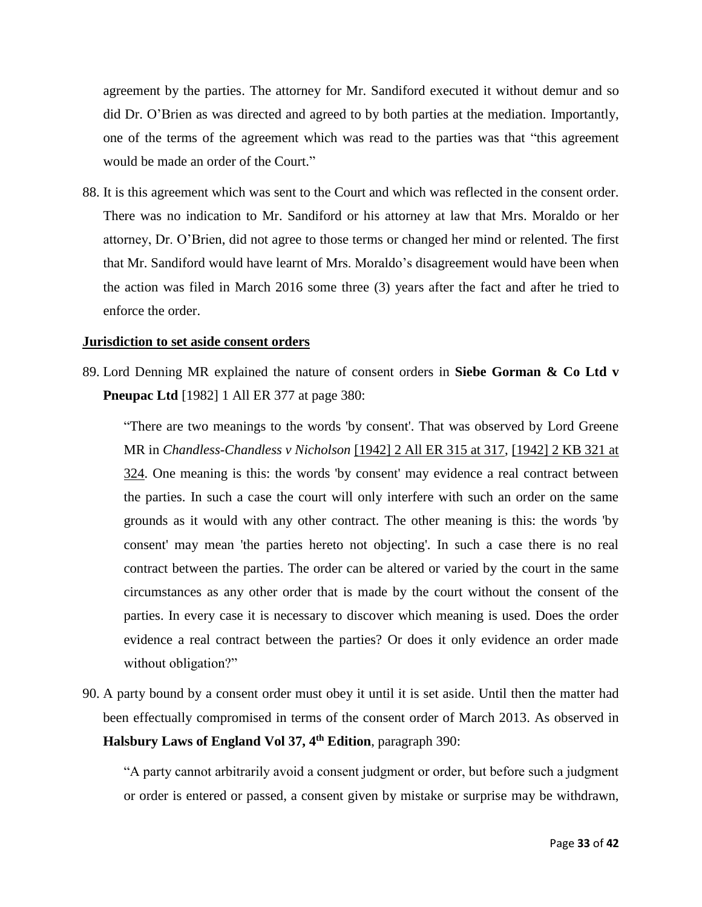agreement by the parties. The attorney for Mr. Sandiford executed it without demur and so did Dr. O'Brien as was directed and agreed to by both parties at the mediation. Importantly, one of the terms of the agreement which was read to the parties was that "this agreement would be made an order of the Court."

88. It is this agreement which was sent to the Court and which was reflected in the consent order. There was no indication to Mr. Sandiford or his attorney at law that Mrs. Moraldo or her attorney, Dr. O'Brien, did not agree to those terms or changed her mind or relented. The first that Mr. Sandiford would have learnt of Mrs. Moraldo's disagreement would have been when the action was filed in March 2016 some three (3) years after the fact and after he tried to enforce the order.

**Jurisdiction to set aside consent orders**

89. Lord Denning MR explained the nature of consent orders in **Siebe Gorman & Co Ltd v Pneupac Ltd** [1982] 1 All ER 377 at page 380:

   "There are two meanings to the words 'by consent'. That was observed by Lord Greene MR in *Chandless-Chandless v Nicholson* [1942] 2 All ER 315 at 317, [1942] 2 KB 321 at 324. One meaning is this: the words 'by consent' may evidence a real contract between the parties. In such a case the court will only interfere with such an order on the same grounds as it would with any other contract. The other meaning is this: the words 'by consent' may mean 'the parties hereto not objecting'. In such a case there is no real contract between the parties. The order can be altered or varied by the court in the same circumstances as any other order that is made by the court without the consent of the parties. In every case it is necessary to discover which meaning is used. Does the order evidence a real contract between the parties? Or does it only evidence an order made without obligation?"

90. A party bound by a consent order must obey it until it is set aside. Until then the matter had been effectually compromised in terms of the consent order of March 2013. As observed in **Halsbury Laws of England Vol 37, 4th Edition**, paragraph 390:

   "A party cannot arbitrarily avoid a consent judgment or order, but before such a judgment or order is entered or passed, a consent given by mistake or surprise may be withdrawn,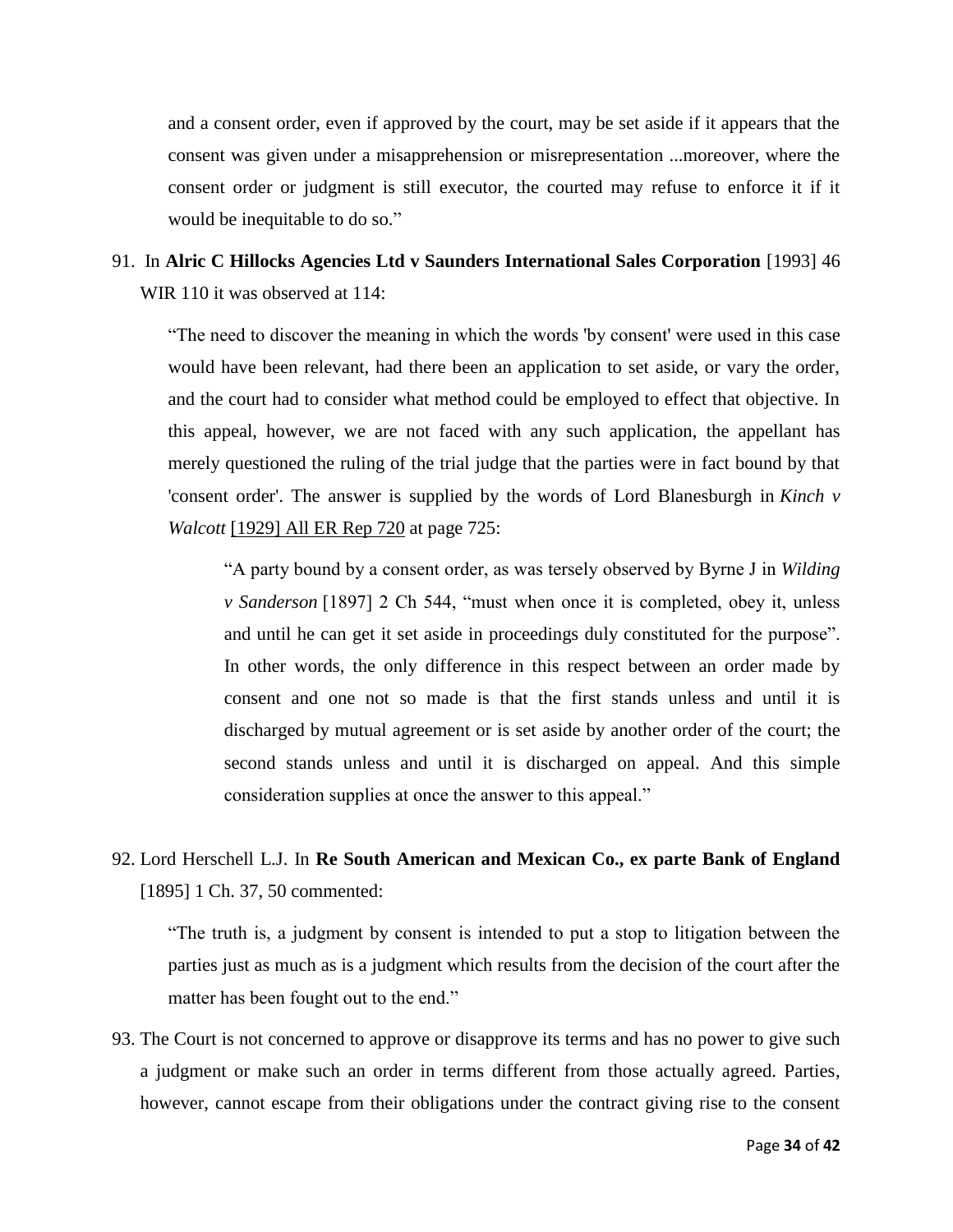and a consent order, even if approved by the court, may be set aside if it appears that the consent was given under a misapprehension or misrepresentation ...moreover, where the consent order or judgment is still executor, the courted may refuse to enforce it if it would be inequitable to do so."

91. In **Alric C Hillocks Agencies Ltd v Saunders International Sales Corporation** [1993] 46 WIR 110 it was observed at 114:

> "The need to discover the meaning in which the words 'by consent' were used in this case would have been relevant, had there been an application to set aside, or vary the order, and the court had to consider what method could be employed to effect that objective. In this appeal, however, we are not faced with any such application, the appellant has merely questioned the ruling of the trial judge that the parties were in fact bound by that 'consent order'. The answer is supplied by the words of Lord Blanesburgh in *Kinch v Walcott* [1929] All ER Rep 720 at page 725:
>
> > "A party bound by a consent order, as was tersely observed by Byrne J in *Wilding v Sanderson* [1897] 2 Ch 544, "must when once it is completed, obey it, unless and until he can get it set aside in proceedings duly constituted for the purpose". In other words, the only difference in this respect between an order made by consent and one not so made is that the first stands unless and until it is discharged by mutual agreement or is set aside by another order of the court; the second stands unless and until it is discharged on appeal. And this simple consideration supplies at once the answer to this appeal."

92. Lord Herschell L.J. In **Re South American and Mexican Co., ex parte Bank of England** [1895] 1 Ch. 37, 50 commented:

> "The truth is, a judgment by consent is intended to put a stop to litigation between the parties just as much as is a judgment which results from the decision of the court after the matter has been fought out to the end."

93. The Court is not concerned to approve or disapprove its terms and has no power to give such a judgment or make such an order in terms different from those actually agreed. Parties, however, cannot escape from their obligations under the contract giving rise to the consent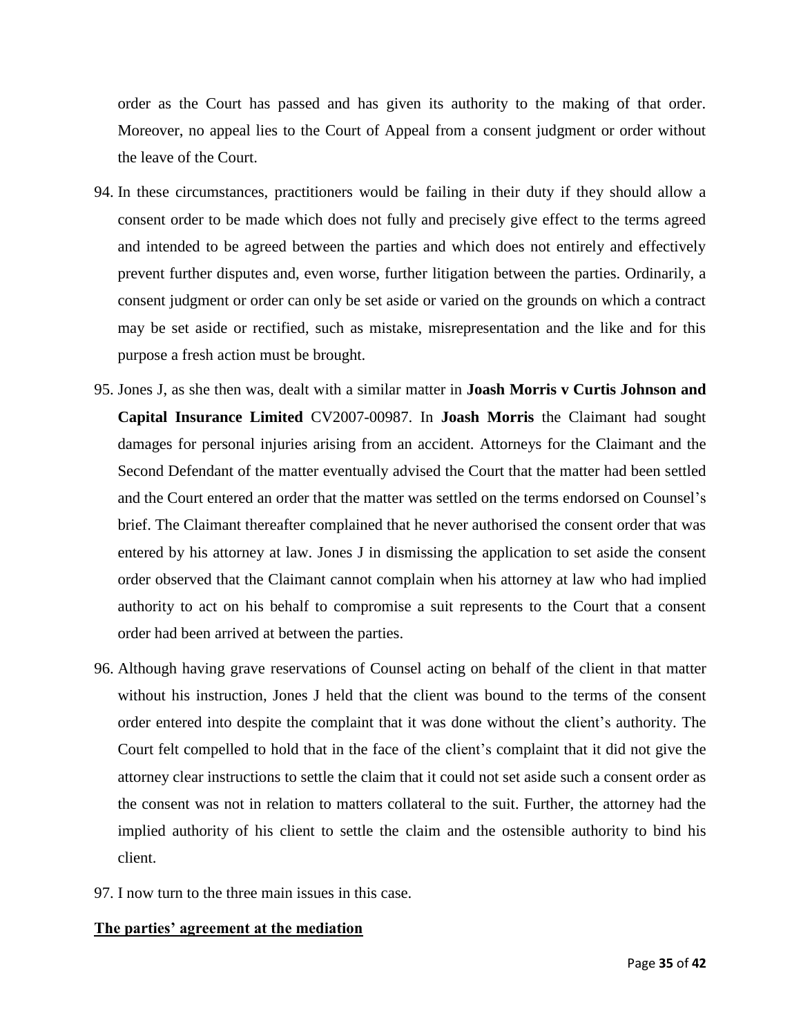order as the Court has passed and has given its authority to the making of that order. Moreover, no appeal lies to the Court of Appeal from a consent judgment or order without the leave of the Court.

94. In these circumstances, practitioners would be failing in their duty if they should allow a consent order to be made which does not fully and precisely give effect to the terms agreed and intended to be agreed between the parties and which does not entirely and effectively prevent further disputes and, even worse, further litigation between the parties. Ordinarily, a consent judgment or order can only be set aside or varied on the grounds on which a contract may be set aside or rectified, such as mistake, misrepresentation and the like and for this purpose a fresh action must be brought.

95. Jones J, as she then was, dealt with a similar matter in **Joash Morris v Curtis Johnson and Capital Insurance Limited** CV2007-00987. In **Joash Morris** the Claimant had sought damages for personal injuries arising from an accident. Attorneys for the Claimant and the Second Defendant of the matter eventually advised the Court that the matter had been settled and the Court entered an order that the matter was settled on the terms endorsed on Counsel's brief. The Claimant thereafter complained that he never authorised the consent order that was entered by his attorney at law. Jones J in dismissing the application to set aside the consent order observed that the Claimant cannot complain when his attorney at law who had implied authority to act on his behalf to compromise a suit represents to the Court that a consent order had been arrived at between the parties.

96. Although having grave reservations of Counsel acting on behalf of the client in that matter without his instruction, Jones J held that the client was bound to the terms of the consent order entered into despite the complaint that it was done without the client's authority. The Court felt compelled to hold that in the face of the client's complaint that it did not give the attorney clear instructions to settle the claim that it could not set aside such a consent order as the consent was not in relation to matters collateral to the suit. Further, the attorney had the implied authority of his client to settle the claim and the ostensible authority to bind his client.

97. I now turn to the three main issues in this case.

**<u>The parties' agreement at the mediation</u>**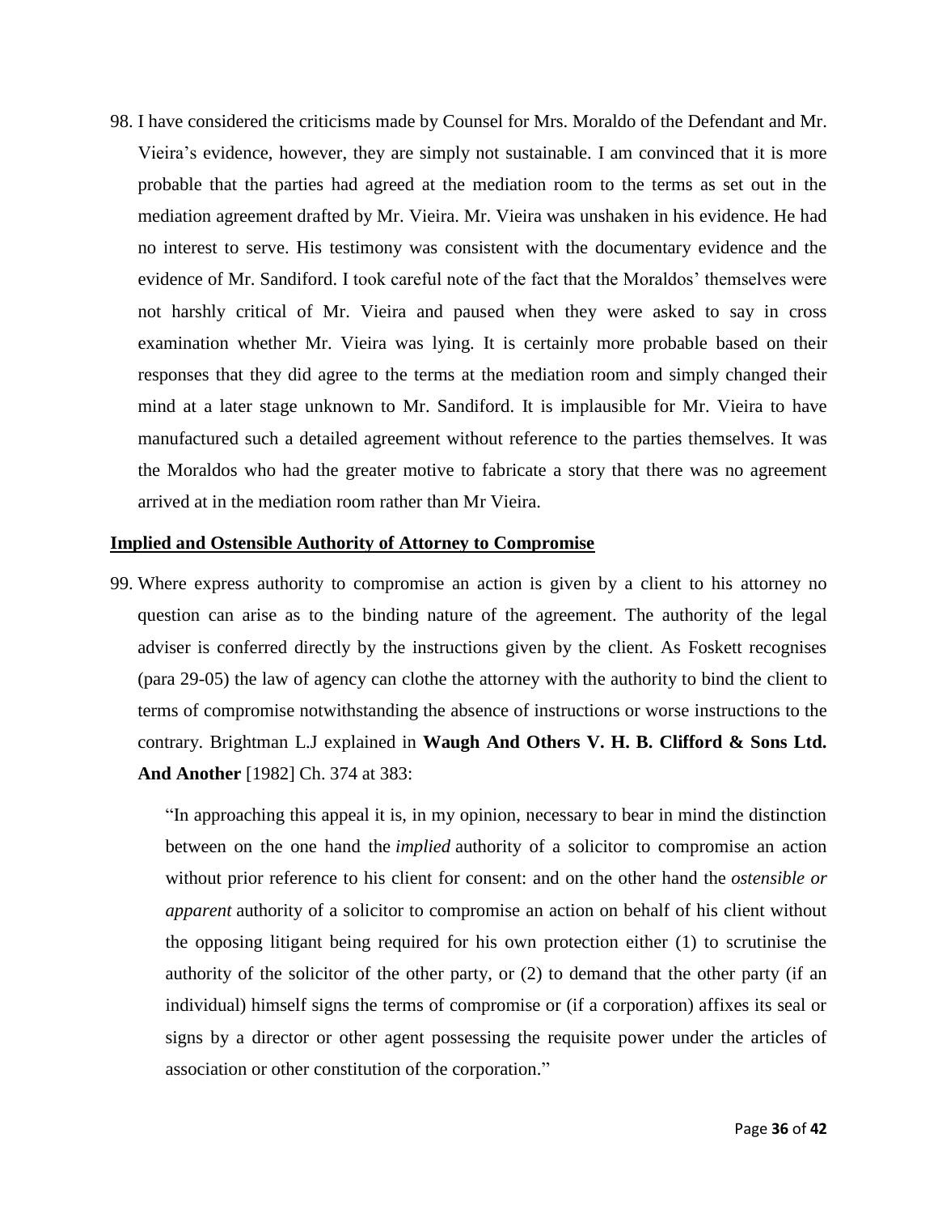98. I have considered the criticisms made by Counsel for Mrs. Moraldo of the Defendant and Mr. Vieira's evidence, however, they are simply not sustainable. I am convinced that it is more probable that the parties had agreed at the mediation room to the terms as set out in the mediation agreement drafted by Mr. Vieira. Mr. Vieira was unshaken in his evidence. He had no interest to serve. His testimony was consistent with the documentary evidence and the evidence of Mr. Sandiford. I took careful note of the fact that the Moraldos' themselves were not harshly critical of Mr. Vieira and paused when they were asked to say in cross examination whether Mr. Vieira was lying. It is certainly more probable based on their responses that they did agree to the terms at the mediation room and simply changed their mind at a later stage unknown to Mr. Sandiford. It is implausible for Mr. Vieira to have manufactured such a detailed agreement without reference to the parties themselves. It was the Moraldos who had the greater motive to fabricate a story that there was no agreement arrived at in the mediation room rather than Mr Vieira.

**Implied and Ostensible Authority of Attorney to Compromise**

99. Where express authority to compromise an action is given by a client to his attorney no question can arise as to the binding nature of the agreement. The authority of the legal adviser is conferred directly by the instructions given by the client. As Foskett recognises (para 29-05) the law of agency can clothe the attorney with the authority to bind the client to terms of compromise notwithstanding the absence of instructions or worse instructions to the contrary. Brightman L.J explained in **Waugh And Others V. H. B. Clifford & Sons Ltd. And Another** [1982] Ch. 374 at 383:

> "In approaching this appeal it is, in my opinion, necessary to bear in mind the distinction between on the one hand the *implied* authority of a solicitor to compromise an action without prior reference to his client for consent: and on the other hand the *ostensible or apparent* authority of a solicitor to compromise an action on behalf of his client without the opposing litigant being required for his own protection either (1) to scrutinise the authority of the solicitor of the other party, or (2) to demand that the other party (if an individual) himself signs the terms of compromise or (if a corporation) affixes its seal or signs by a director or other agent possessing the requisite power under the articles of association or other constitution of the corporation."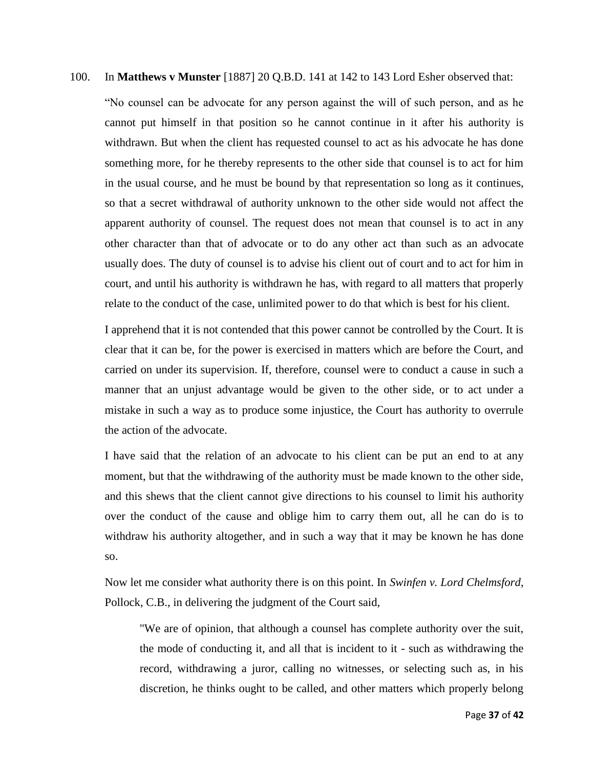100. In **Matthews v Munster** [1887] 20 Q.B.D. 141 at 142 to 143 Lord Esher observed that:

> "No counsel can be advocate for any person against the will of such person, and as he cannot put himself in that position so he cannot continue in it after his authority is withdrawn. But when the client has requested counsel to act as his advocate he has done something more, for he thereby represents to the other side that counsel is to act for him in the usual course, and he must be bound by that representation so long as it continues, so that a secret withdrawal of authority unknown to the other side would not affect the apparent authority of counsel. The request does not mean that counsel is to act in any other character than that of advocate or to do any other act than such as an advocate usually does. The duty of counsel is to advise his client out of court and to act for him in court, and until his authority is withdrawn he has, with regard to all matters that properly relate to the conduct of the case, unlimited power to do that which is best for his client.
>
> I apprehend that it is not contended that this power cannot be controlled by the Court. It is clear that it can be, for the power is exercised in matters which are before the Court, and carried on under its supervision. If, therefore, counsel were to conduct a cause in such a manner that an unjust advantage would be given to the other side, or to act under a mistake in such a way as to produce some injustice, the Court has authority to overrule the action of the advocate.
>
> I have said that the relation of an advocate to his client can be put an end to at any moment, but that the withdrawing of the authority must be made known to the other side, and this shews that the client cannot give directions to his counsel to limit his authority over the conduct of the cause and oblige him to carry them out, all he can do is to withdraw his authority altogether, and in such a way that it may be known he has done so.
>
> Now let me consider what authority there is on this point. In *Swinfen v. Lord Chelmsford*, Pollock, C.B., in delivering the judgment of the Court said,
>
> > "We are of opinion, that although a counsel has complete authority over the suit, the mode of conducting it, and all that is incident to it - such as withdrawing the record, withdrawing a juror, calling no witnesses, or selecting such as, in his discretion, he thinks ought to be called, and other matters which properly belong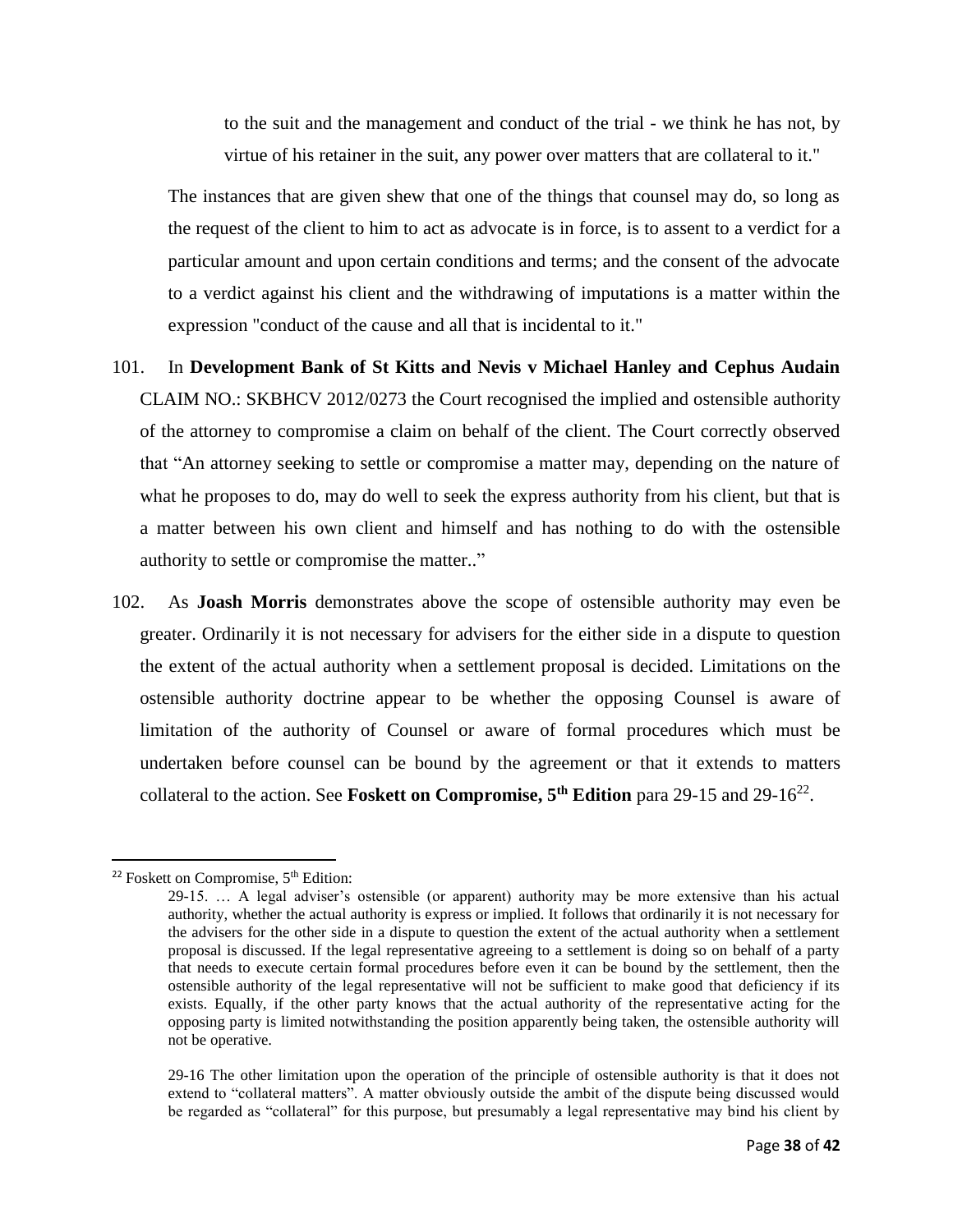to the suit and the management and conduct of the trial - we think he has not, by virtue of his retainer in the suit, any power over matters that are collateral to it."

The instances that are given shew that one of the things that counsel may do, so long as the request of the client to him to act as advocate is in force, is to assent to a verdict for a particular amount and upon certain conditions and terms; and the consent of the advocate to a verdict against his client and the withdrawing of imputations is a matter within the expression "conduct of the cause and all that is incidental to it."

101. In **Development Bank of St Kitts and Nevis v Michael Hanley and Cephus Audain** CLAIM NO.: SKBHCV 2012/0273 the Court recognised the implied and ostensible authority of the attorney to compromise a claim on behalf of the client. The Court correctly observed that "An attorney seeking to settle or compromise a matter may, depending on the nature of what he proposes to do, may do well to seek the express authority from his client, but that is a matter between his own client and himself and has nothing to do with the ostensible authority to settle or compromise the matter.."

102. As **Joash Morris** demonstrates above the scope of ostensible authority may even be greater. Ordinarily it is not necessary for advisers for the either side in a dispute to question the extent of the actual authority when a settlement proposal is decided. Limitations on the ostensible authority doctrine appear to be whether the opposing Counsel is aware of limitation of the authority of Counsel or aware of formal procedures which must be undertaken before counsel can be bound by the agreement or that it extends to matters collateral to the action. See **Foskett on Compromise, 5th Edition** para 29-15 and 29-16[22].

---

[22] Foskett on Compromise, 5th Edition:

> 29-15. … A legal adviser's ostensible (or apparent) authority may be more extensive than his actual authority, whether the actual authority is express or implied. It follows that ordinarily it is not necessary for the advisers for the other side in a dispute to question the extent of the actual authority when a settlement proposal is discussed. If the legal representative agreeing to a settlement is doing so on behalf of a party that needs to execute certain formal procedures before even it can be bound by the settlement, then the ostensible authority of the legal representative will not be sufficient to make good that deficiency if its exists. Equally, if the other party knows that the actual authority of the representative acting for the opposing party is limited notwithstanding the position apparently being taken, the ostensible authority will not be operative.
>
> 29-16 The other limitation upon the operation of the principle of ostensible authority is that it does not extend to "collateral matters". A matter obviously outside the ambit of the dispute being discussed would be regarded as "collateral" for this purpose, but presumably a legal representative may bind his client by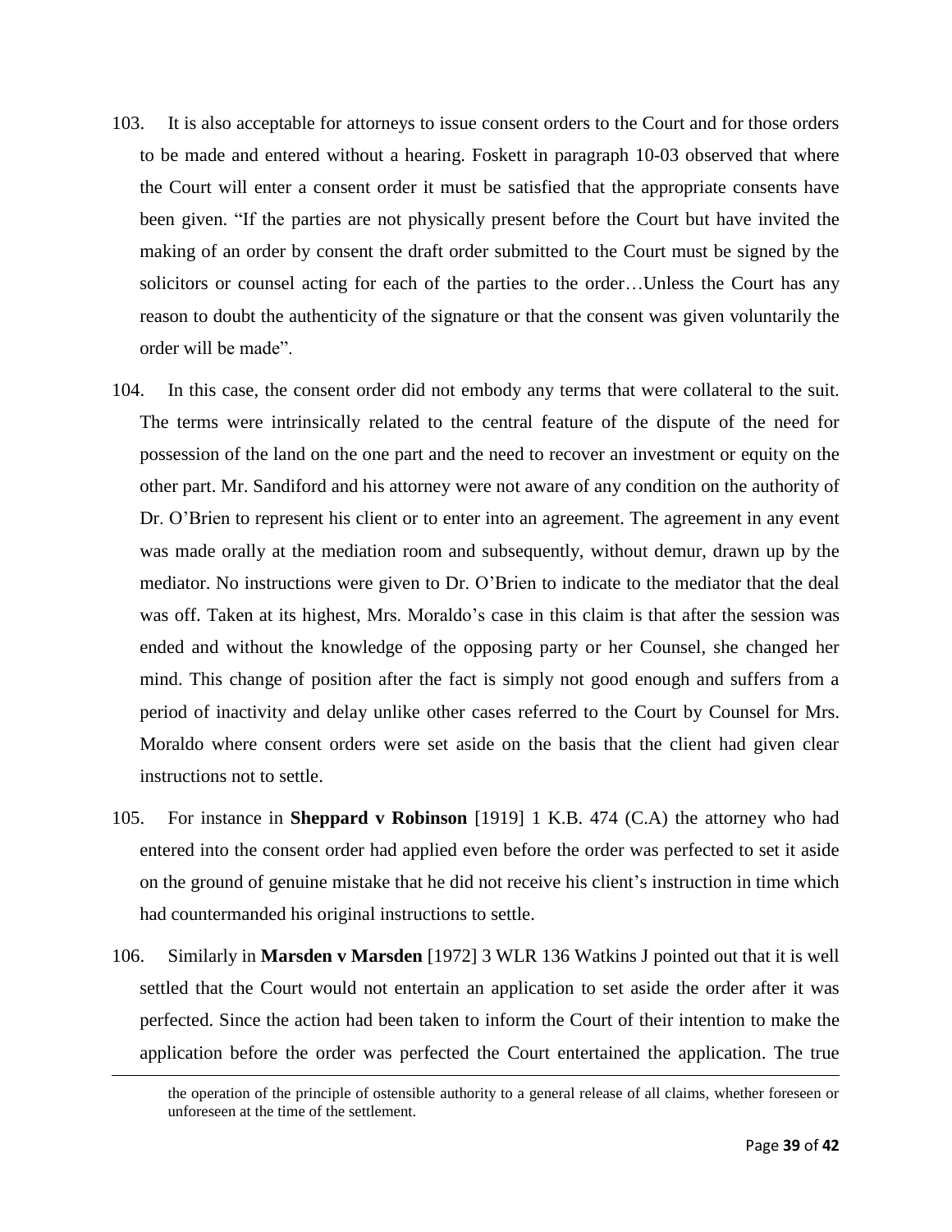103. It is also acceptable for attorneys to issue consent orders to the Court and for those orders to be made and entered without a hearing. Foskett in paragraph 10-03 observed that where the Court will enter a consent order it must be satisfied that the appropriate consents have been given. "If the parties are not physically present before the Court but have invited the making of an order by consent the draft order submitted to the Court must be signed by the solicitors or counsel acting for each of the parties to the order…Unless the Court has any reason to doubt the authenticity of the signature or that the consent was given voluntarily the order will be made".

104. In this case, the consent order did not embody any terms that were collateral to the suit. The terms were intrinsically related to the central feature of the dispute of the need for possession of the land on the one part and the need to recover an investment or equity on the other part. Mr. Sandiford and his attorney were not aware of any condition on the authority of Dr. O'Brien to represent his client or to enter into an agreement. The agreement in any event was made orally at the mediation room and subsequently, without demur, drawn up by the mediator. No instructions were given to Dr. O'Brien to indicate to the mediator that the deal was off. Taken at its highest, Mrs. Moraldo's case in this claim is that after the session was ended and without the knowledge of the opposing party or her Counsel, she changed her mind. This change of position after the fact is simply not good enough and suffers from a period of inactivity and delay unlike other cases referred to the Court by Counsel for Mrs. Moraldo where consent orders were set aside on the basis that the client had given clear instructions not to settle.

105. For instance in **Sheppard v Robinson** [1919] 1 K.B. 474 (C.A) the attorney who had entered into the consent order had applied even before the order was perfected to set it aside on the ground of genuine mistake that he did not receive his client's instruction in time which had countermanded his original instructions to settle.

106. Similarly in **Marsden v Marsden** [1972] 3 WLR 136 Watkins J pointed out that it is well settled that the Court would not entertain an application to set aside the order after it was perfected. Since the action had been taken to inform the Court of their intention to make the application before the order was perfected the Court entertained the application. The true

---

the operation of the principle of ostensible authority to a general release of all claims, whether foreseen or unforeseen at the time of the settlement.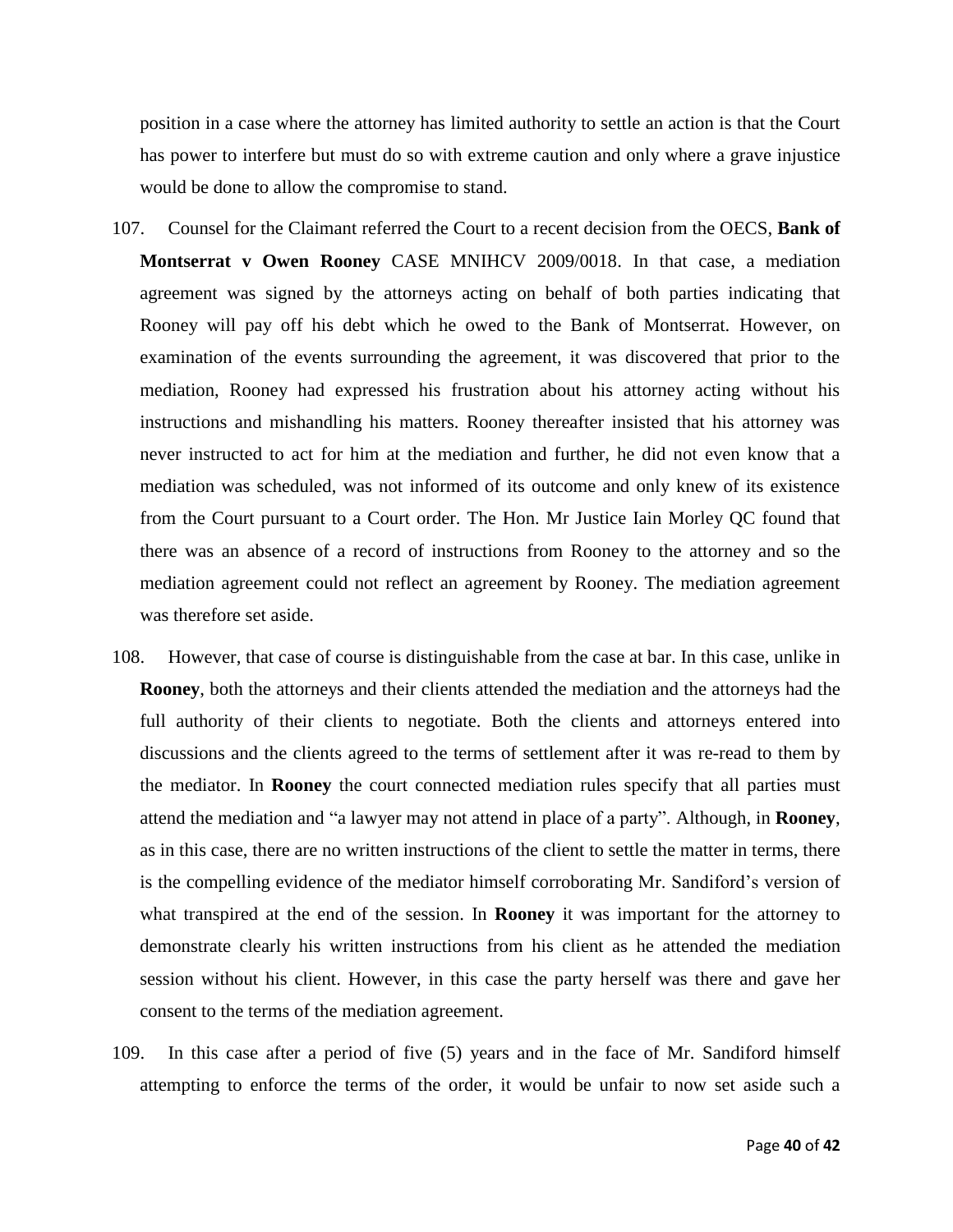position in a case where the attorney has limited authority to settle an action is that the Court has power to interfere but must do so with extreme caution and only where a grave injustice would be done to allow the compromise to stand.

107. Counsel for the Claimant referred the Court to a recent decision from the OECS, **Bank of Montserrat v Owen Rooney** CASE MNIHCV 2009/0018. In that case, a mediation agreement was signed by the attorneys acting on behalf of both parties indicating that Rooney will pay off his debt which he owed to the Bank of Montserrat. However, on examination of the events surrounding the agreement, it was discovered that prior to the mediation, Rooney had expressed his frustration about his attorney acting without his instructions and mishandling his matters. Rooney thereafter insisted that his attorney was never instructed to act for him at the mediation and further, he did not even know that a mediation was scheduled, was not informed of its outcome and only knew of its existence from the Court pursuant to a Court order. The Hon. Mr Justice Iain Morley QC found that there was an absence of a record of instructions from Rooney to the attorney and so the mediation agreement could not reflect an agreement by Rooney. The mediation agreement was therefore set aside.

108. However, that case of course is distinguishable from the case at bar. In this case, unlike in **Rooney**, both the attorneys and their clients attended the mediation and the attorneys had the full authority of their clients to negotiate. Both the clients and attorneys entered into discussions and the clients agreed to the terms of settlement after it was re-read to them by the mediator. In **Rooney** the court connected mediation rules specify that all parties must attend the mediation and "a lawyer may not attend in place of a party". Although, in **Rooney**, as in this case, there are no written instructions of the client to settle the matter in terms, there is the compelling evidence of the mediator himself corroborating Mr. Sandiford's version of what transpired at the end of the session. In **Rooney** it was important for the attorney to demonstrate clearly his written instructions from his client as he attended the mediation session without his client. However, in this case the party herself was there and gave her consent to the terms of the mediation agreement.

109. In this case after a period of five (5) years and in the face of Mr. Sandiford himself attempting to enforce the terms of the order, it would be unfair to now set aside such a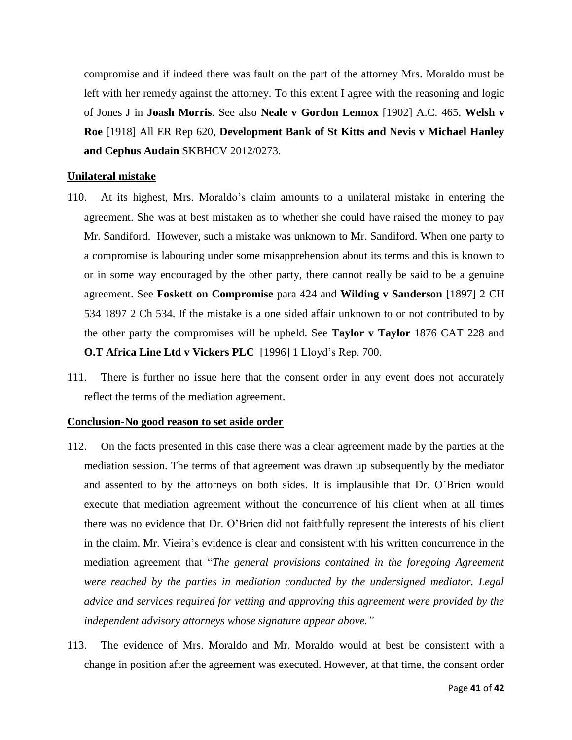compromise and if indeed there was fault on the part of the attorney Mrs. Moraldo must be left with her remedy against the attorney. To this extent I agree with the reasoning and logic of Jones J in **Joash Morris**. See also **Neale v Gordon Lennox** [1902] A.C. 465, **Welsh v Roe** [1918] All ER Rep 620, **Development Bank of St Kitts and Nevis v Michael Hanley and Cephus Audain** SKBHCV 2012/0273.

**Unilateral mistake**

110. At its highest, Mrs. Moraldo's claim amounts to a unilateral mistake in entering the agreement. She was at best mistaken as to whether she could have raised the money to pay Mr. Sandiford. However, such a mistake was unknown to Mr. Sandiford. When one party to a compromise is labouring under some misapprehension about its terms and this is known to or in some way encouraged by the other party, there cannot really be said to be a genuine agreement. See **Foskett on Compromise** para 424 and **Wilding v Sanderson** [1897] 2 CH 534 1897 2 Ch 534. If the mistake is a one sided affair unknown to or not contributed to by the other party the compromises will be upheld. See **Taylor v Taylor** 1876 CAT 228 and **O.T Africa Line Ltd v Vickers PLC** [1996] 1 Lloyd's Rep. 700.

111. There is further no issue here that the consent order in any event does not accurately reflect the terms of the mediation agreement.

**Conclusion-No good reason to set aside order**

112. On the facts presented in this case there was a clear agreement made by the parties at the mediation session. The terms of that agreement was drawn up subsequently by the mediator and assented to by the attorneys on both sides. It is implausible that Dr. O'Brien would execute that mediation agreement without the concurrence of his client when at all times there was no evidence that Dr. O'Brien did not faithfully represent the interests of his client in the claim. Mr. Vieira's evidence is clear and consistent with his written concurrence in the mediation agreement that "*The general provisions contained in the foregoing Agreement were reached by the parties in mediation conducted by the undersigned mediator. Legal advice and services required for vetting and approving this agreement were provided by the independent advisory attorneys whose signature appear above.*"

113. The evidence of Mrs. Moraldo and Mr. Moraldo would at best be consistent with a change in position after the agreement was executed. However, at that time, the consent order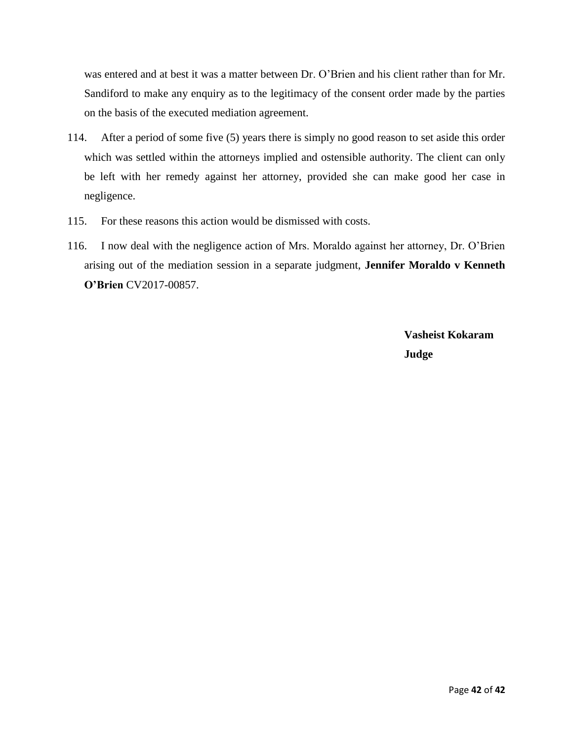was entered and at best it was a matter between Dr. O'Brien and his client rather than for Mr. Sandiford to make any enquiry as to the legitimacy of the consent order made by the parties on the basis of the executed mediation agreement.

114. After a period of some five (5) years there is simply no good reason to set aside this order which was settled within the attorneys implied and ostensible authority. The client can only be left with her remedy against her attorney, provided she can make good her case in negligence.

115. For these reasons this action would be dismissed with costs.

116. I now deal with the negligence action of Mrs. Moraldo against her attorney, Dr. O'Brien arising out of the mediation session in a separate judgment, **Jennifer Moraldo v Kenneth O'Brien** CV2017-00857.

**Vasheist Kokaram**
**Judge**